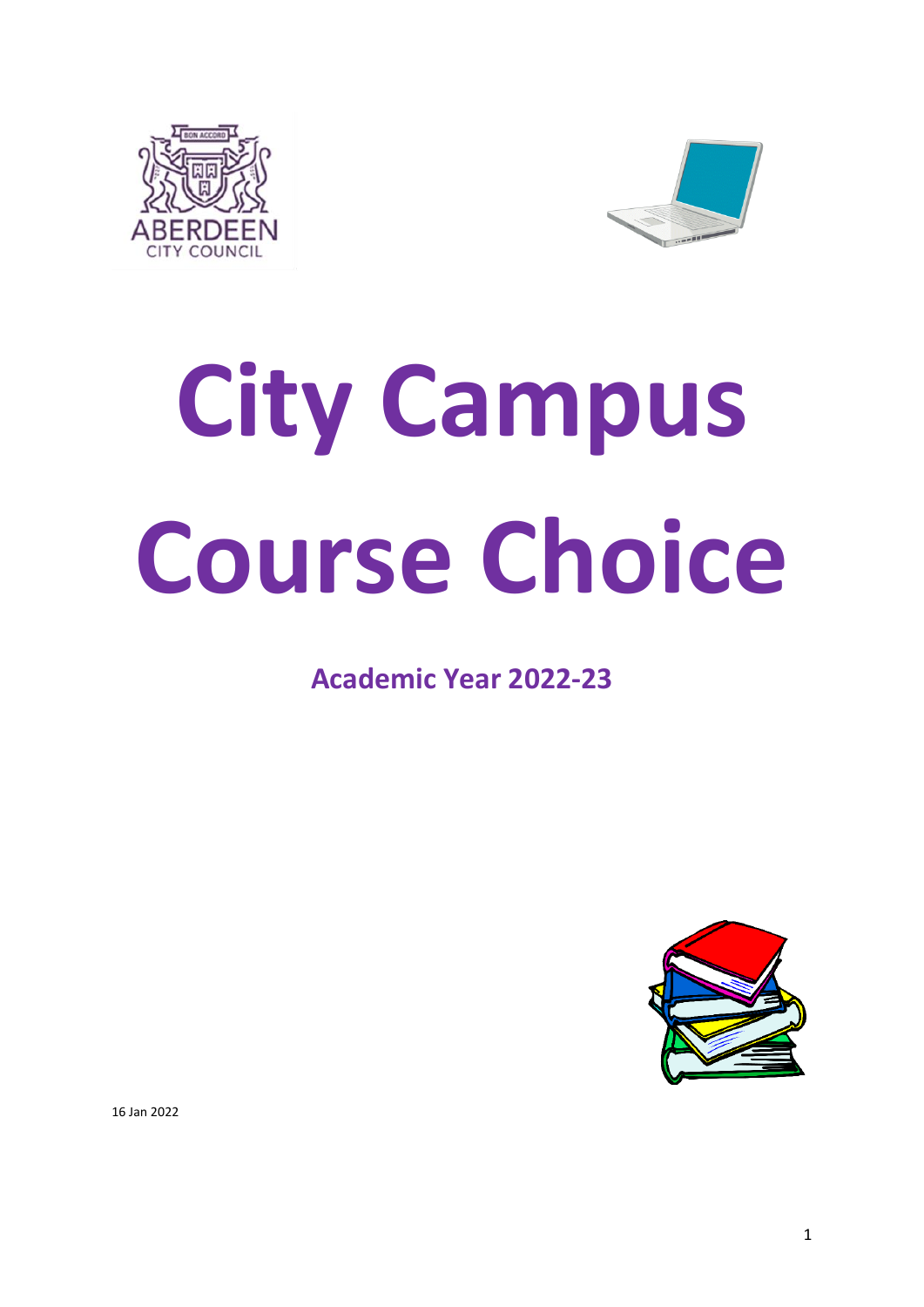# City Campus Course Choice

## Academic Year 2022-23

16 Jan 2022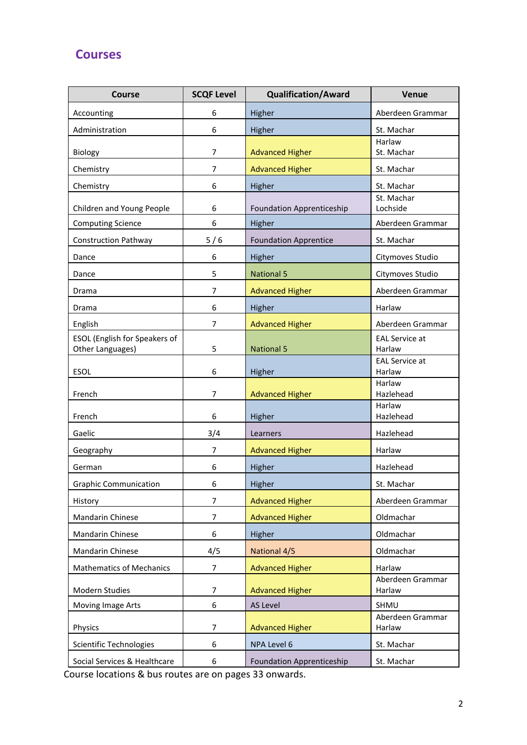# Courses

| Course | SCQF Level | Qualification/Award | Venue |
|---|---|---|---|
| Accounting | 6 | Higher | Aberdeen Grammar |
| Administration | 6 | Higher | St. Machar |
| Biology | 7 | Advanced Higher | Harlaw<br>St. Machar |
| Chemistry | 7 | Advanced Higher | St. Machar |
| Chemistry | 6 | Higher | St. Machar |
| Children and Young People | 6 | Foundation Apprenticeship | St. Machar<br>Lochside |
| Computing Science | 6 | Higher | Aberdeen Grammar |
| Construction Pathway | 5 / 6 | Foundation Apprentice | St. Machar |
| Dance | 6 | Higher | Citymoves Studio |
| Dance | 5 | National 5 | Citymoves Studio |
| Drama | 7 | Advanced Higher | Aberdeen Grammar |
| Drama | 6 | Higher | Harlaw |
| English | 7 | Advanced Higher | Aberdeen Grammar |
| ESOL (English for Speakers of Other Languages) | 5 | National 5 | EAL Service at Harlaw |
| ESOL | 6 | Higher | EAL Service at Harlaw |
| French | 7 | Advanced Higher | Harlaw<br>Hazlehead |
| French | 6 | Higher | Harlaw<br>Hazlehead |
| Gaelic | 3/4 | Learners | Hazlehead |
| Geography | 7 | Advanced Higher | Harlaw |
| German | 6 | Higher | Hazlehead |
| Graphic Communication | 6 | Higher | St. Machar |
| History | 7 | Advanced Higher | Aberdeen Grammar |
| Mandarin Chinese | 7 | Advanced Higher | Oldmachar |
| Mandarin Chinese | 6 | Higher | Oldmachar |
| Mandarin Chinese | 4/5 | National 4/5 | Oldmachar |
| Mathematics of Mechanics | 7 | Advanced Higher | Harlaw |
| Modern Studies | 7 | Advanced Higher | Aberdeen Grammar<br>Harlaw |
| Moving Image Arts | 6 | AS Level | SHMU |
| Physics | 7 | Advanced Higher | Aberdeen Grammar<br>Harlaw |
| Scientific Technologies | 6 | NPA Level 6 | St. Machar |
| Social Services & Healthcare | 6 | Foundation Apprenticeship | St. Machar |

Course locations & bus routes are on pages 33 onwards.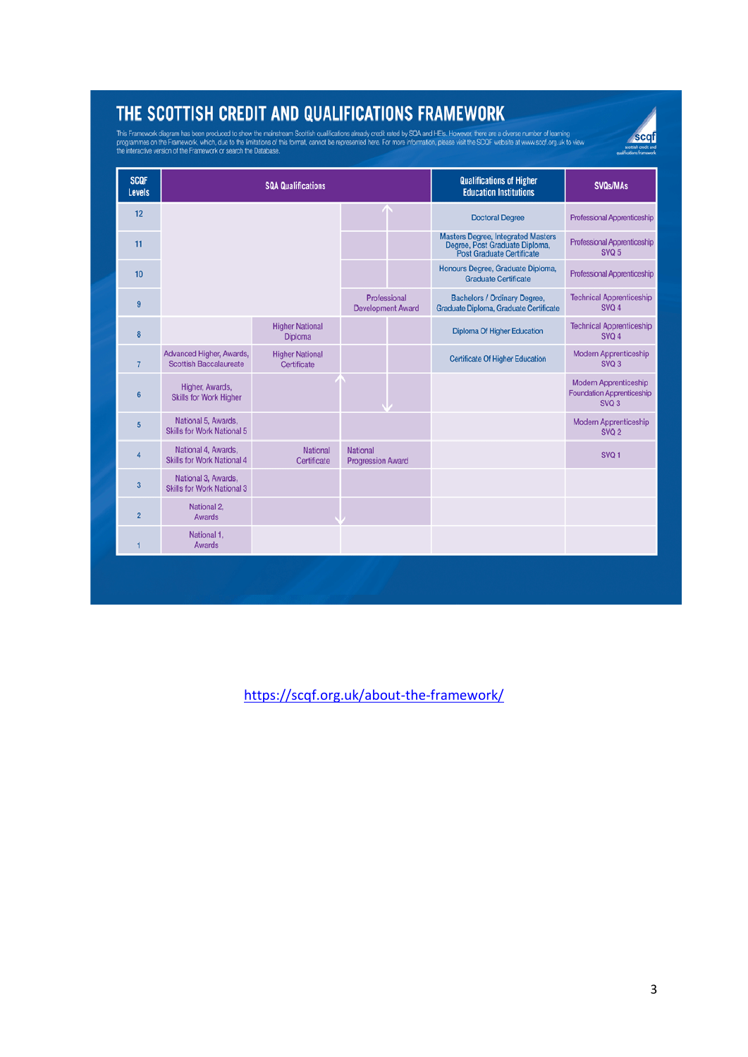# THE SCOTTISH CREDIT AND QUALIFICATIONS FRAMEWORK

This Framework diagram has been produced to show the mainstream Scottish qualifications already credit rated by SQA and HEIs. However, there are a diverse number of learning programmes on the Framework, which, due to the limitations of this format, cannot be represented here. For more information, please visit the SCQF website at www.scqf.org.uk to view the interactive version of the Framework or search the Database.

| SCQF Levels | SQA Qualifications | | | | Qualifications of Higher Education Institutions | SVQs/MAs |
|---|---|---|---|---|---|---|
| 12 | | | | | Doctoral Degree | Professional Apprenticeship |
| 11 | | | | | Masters Degree, Integrated Masters Degree, Post Graduate Diploma, Post Graduate Certificate | Professional Apprenticeship SVQ 5 |
| 10 | | | | | Honours Degree, Graduate Diploma, Graduate Certificate | Professional Apprenticeship |
| 9 | | | Professional Development Award | | Bachelors / Ordinary Degree, Graduate Diploma, Graduate Certificate | Technical Apprenticeship SVQ 4 |
| 8 | | Higher National Diploma | | | Diploma Of Higher Education | Technical Apprenticeship SVQ 4 |
| 7 | Advanced Higher, Awards, Scottish Baccalaureate | Higher National Certificate | | | Certificate Of Higher Education | Modern Apprenticeship SVQ 3 |
| 6 | Higher, Awards, Skills for Work Higher | | | | | Modern Apprenticeship Foundation Apprenticeship SVQ 3 |
| 5 | National 5, Awards, Skills for Work National 5 | | | | | Modern Apprenticeship SVQ 2 |
| 4 | National 4, Awards, Skills for Work National 4 | National Certificate | National Progression Award | | | SVQ 1 |
| 3 | National 3, Awards, Skills for Work National 3 | | | | | |
| 2 | National 2, Awards | | | | | |
| 1 | National 1, Awards | | | | | |

https://scqf.org.uk/about-the-framework/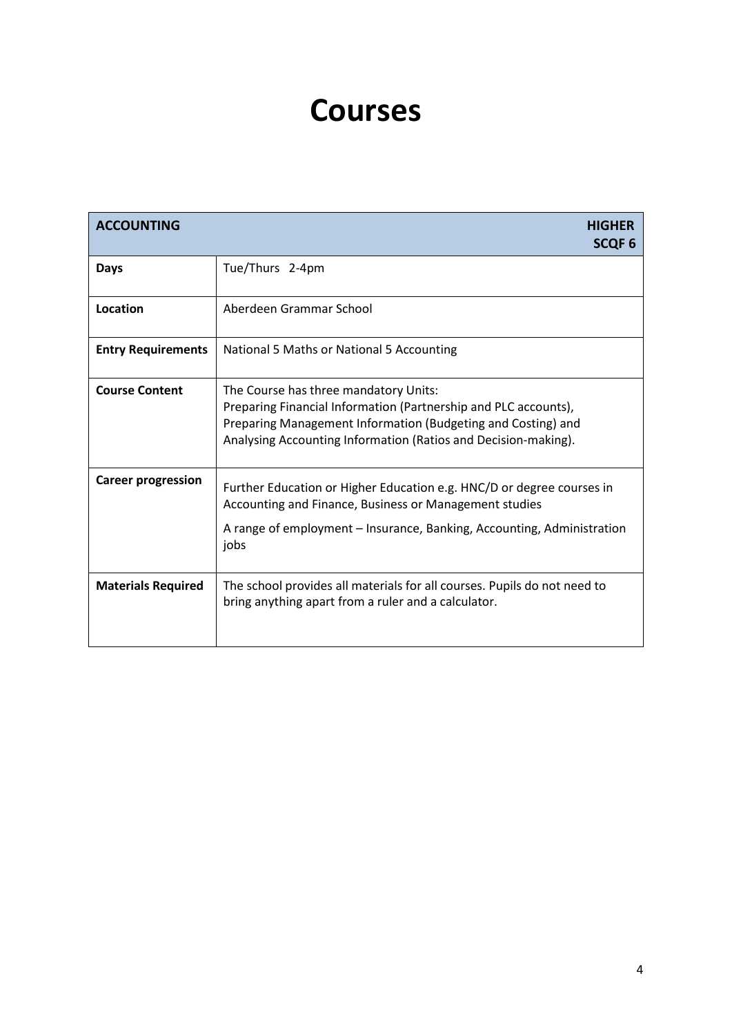# Courses

| ACCOUNTING | HIGHER SCQF 6 |
|---|---|
| **Days** | Tue/Thurs 2-4pm |
| **Location** | Aberdeen Grammar School |
| **Entry Requirements** | National 5 Maths or National 5 Accounting |
| **Course Content** | The Course has three mandatory Units:<br>Preparing Financial Information (Partnership and PLC accounts),<br>Preparing Management Information (Budgeting and Costing) and<br>Analysing Accounting Information (Ratios and Decision-making). |
| **Career progression** | Further Education or Higher Education e.g. HNC/D or degree courses in Accounting and Finance, Business or Management studies<br>A range of employment – Insurance, Banking, Accounting, Administration jobs |
| **Materials Required** | The school provides all materials for all courses. Pupils do not need to bring anything apart from a ruler and a calculator. |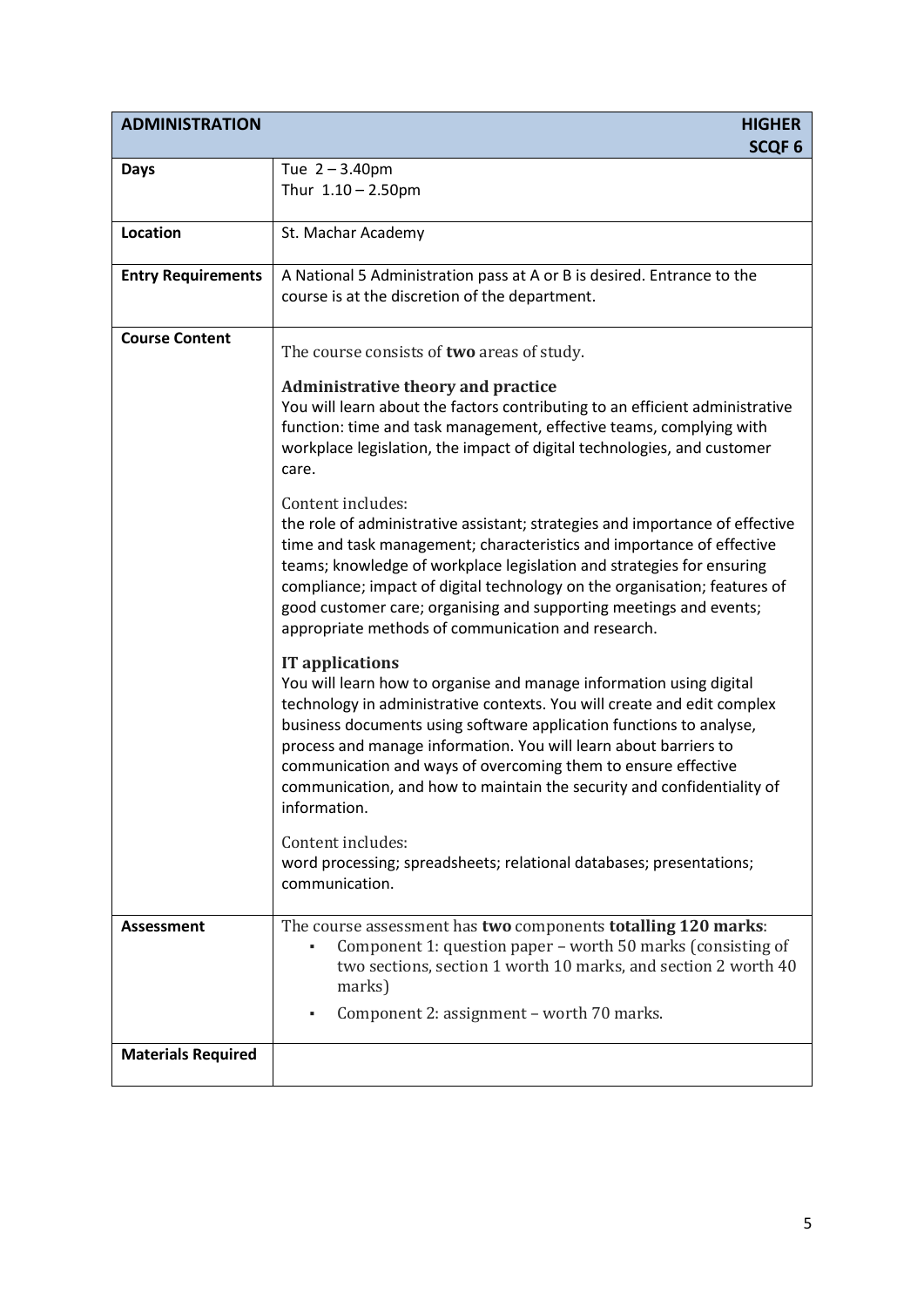| ADMINISTRATION | HIGHER SCQF 6 |
| --- | --- |
| **Days** | Tue 2 – 3.40pm<br>Thur 1.10 – 2.50pm |
| **Location** | St. Machar Academy |
| **Entry Requirements** | A National 5 Administration pass at A or B is desired. Entrance to the course is at the discretion of the department. |
| **Course Content** | The course consists of **two** areas of study.<br><br>**Administrative theory and practice**<br>You will learn about the factors contributing to an efficient administrative function: time and task management, effective teams, complying with workplace legislation, the impact of digital technologies, and customer care.<br><br>Content includes:<br>the role of administrative assistant; strategies and importance of effective time and task management; characteristics and importance of effective teams; knowledge of workplace legislation and strategies for ensuring compliance; impact of digital technology on the organisation; features of good customer care; organising and supporting meetings and events; appropriate methods of communication and research.<br><br>**IT applications**<br>You will learn how to organise and manage information using digital technology in administrative contexts. You will create and edit complex business documents using software application functions to analyse, process and manage information. You will learn about barriers to communication and ways of overcoming them to ensure effective communication, and how to maintain the security and confidentiality of information.<br><br>Content includes:<br>word processing; spreadsheets; relational databases; presentations; communication. |
| **Assessment** | The course assessment has **two** components **totalling 120 marks**:<br>▪ Component 1: question paper – worth 50 marks (consisting of two sections, section 1 worth 10 marks, and section 2 worth 40 marks)<br>▪ Component 2: assignment – worth 70 marks. |
| **Materials Required** | |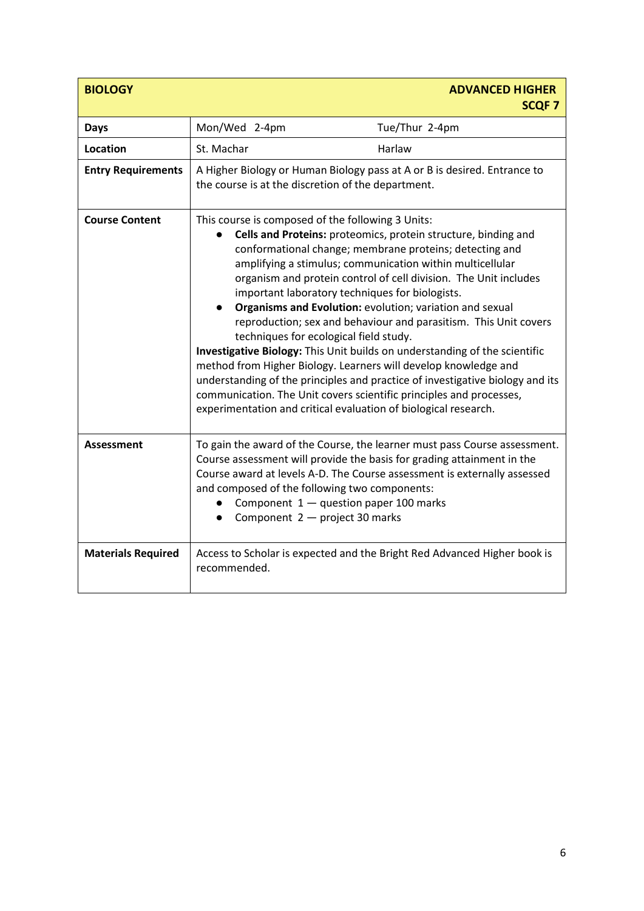| BIOLOGY | ADVANCED HIGHER<br>SCQF 7 | |
|---|---|---|
| **Days** | Mon/Wed 2-4pm | Tue/Thur 2-4pm |
| **Location** | St. Machar | Harlaw |
| **Entry Requirements** | A Higher Biology or Human Biology pass at A or B is desired. Entrance to the course is at the discretion of the department. | |
| **Course Content** | This course is composed of the following 3 Units:<br>● **Cells and Proteins:** proteomics, protein structure, binding and conformational change; membrane proteins; detecting and amplifying a stimulus; communication within multicellular organism and protein control of cell division. The Unit includes important laboratory techniques for biologists.<br>● **Organisms and Evolution:** evolution; variation and sexual reproduction; sex and behaviour and parasitism. This Unit covers techniques for ecological field study.<br>**Investigative Biology:** This Unit builds on understanding of the scientific method from Higher Biology. Learners will develop knowledge and understanding of the principles and practice of investigative biology and its communication. The Unit covers scientific principles and processes, experimentation and critical evaluation of biological research. | |
| **Assessment** | To gain the award of the Course, the learner must pass Course assessment. Course assessment will provide the basis for grading attainment in the Course award at levels A-D. The Course assessment is externally assessed and composed of the following two components:<br>● Component 1 — question paper 100 marks<br>● Component 2 — project 30 marks | |
| **Materials Required** | Access to Scholar is expected and the Bright Red Advanced Higher book is recommended. | |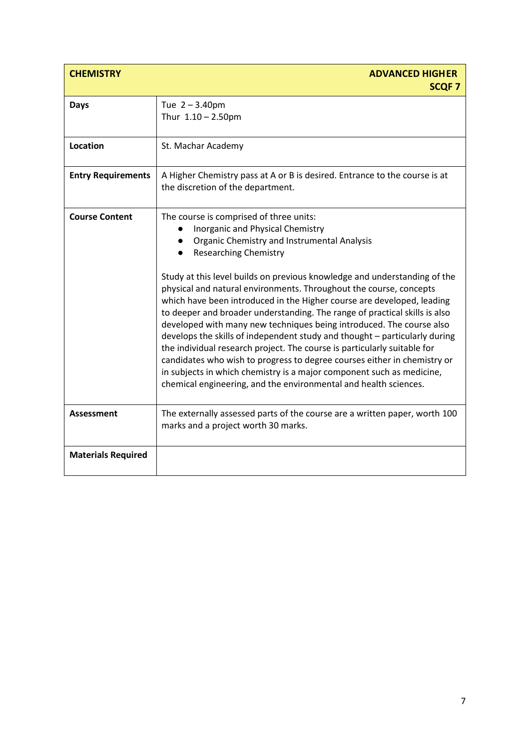| CHEMISTRY | ADVANCED HIGHER SCQF 7 |
|---|---|
| **Days** | Tue 2 – 3.40pm<br>Thur 1.10 – 2.50pm |
| **Location** | St. Machar Academy |
| **Entry Requirements** | A Higher Chemistry pass at A or B is desired. Entrance to the course is at the discretion of the department. |
| **Course Content** | The course is comprised of three units:<br>● Inorganic and Physical Chemistry<br>● Organic Chemistry and Instrumental Analysis<br>● Researching Chemistry<br><br>Study at this level builds on previous knowledge and understanding of the physical and natural environments. Throughout the course, concepts which have been introduced in the Higher course are developed, leading to deeper and broader understanding. The range of practical skills is also developed with many new techniques being introduced. The course also develops the skills of independent study and thought – particularly during the individual research project. The course is particularly suitable for candidates who wish to progress to degree courses either in chemistry or in subjects in which chemistry is a major component such as medicine, chemical engineering, and the environmental and health sciences. |
| **Assessment** | The externally assessed parts of the course are a written paper, worth 100 marks and a project worth 30 marks. |
| **Materials Required** | |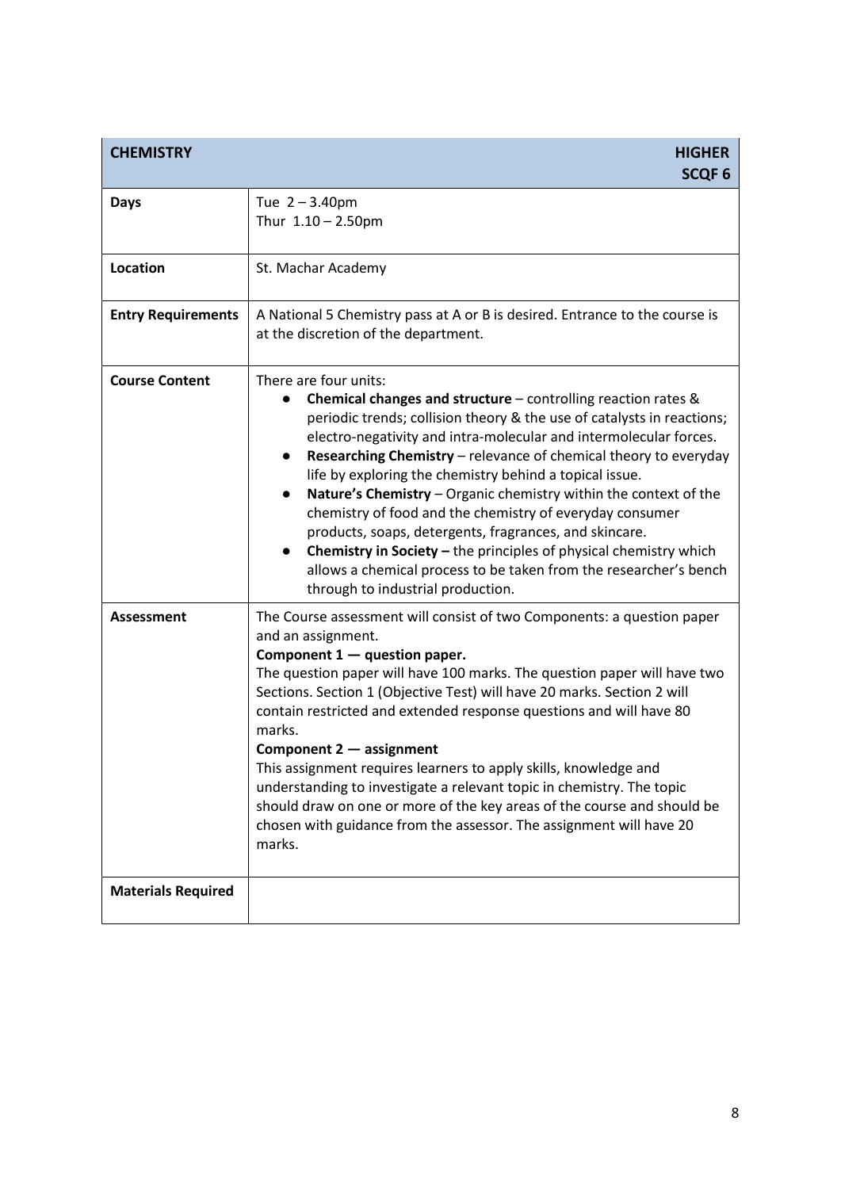| CHEMISTRY | HIGHER SCQF 6 |
|---|---|
| **Days** | Tue 2 – 3.40pm<br>Thur 1.10 – 2.50pm |
| **Location** | St. Machar Academy |
| **Entry Requirements** | A National 5 Chemistry pass at A or B is desired. Entrance to the course is at the discretion of the department. |
| **Course Content** | There are four units:<br>● **Chemical changes and structure** – controlling reaction rates & periodic trends; collision theory & the use of catalysts in reactions; electro-negativity and intra-molecular and intermolecular forces.<br>● **Researching Chemistry** – relevance of chemical theory to everyday life by exploring the chemistry behind a topical issue.<br>● **Nature's Chemistry** – Organic chemistry within the context of the chemistry of food and the chemistry of everyday consumer products, soaps, detergents, fragrances, and skincare.<br>● **Chemistry in Society –** the principles of physical chemistry which allows a chemical process to be taken from the researcher's bench through to industrial production. |
| **Assessment** | The Course assessment will consist of two Components: a question paper and an assignment.<br>**Component 1 — question paper.**<br>The question paper will have 100 marks. The question paper will have two Sections. Section 1 (Objective Test) will have 20 marks. Section 2 will contain restricted and extended response questions and will have 80 marks.<br>**Component 2 — assignment**<br>This assignment requires learners to apply skills, knowledge and understanding to investigate a relevant topic in chemistry. The topic should draw on one or more of the key areas of the course and should be chosen with guidance from the assessor. The assignment will have 20 marks. |
| **Materials Required** | |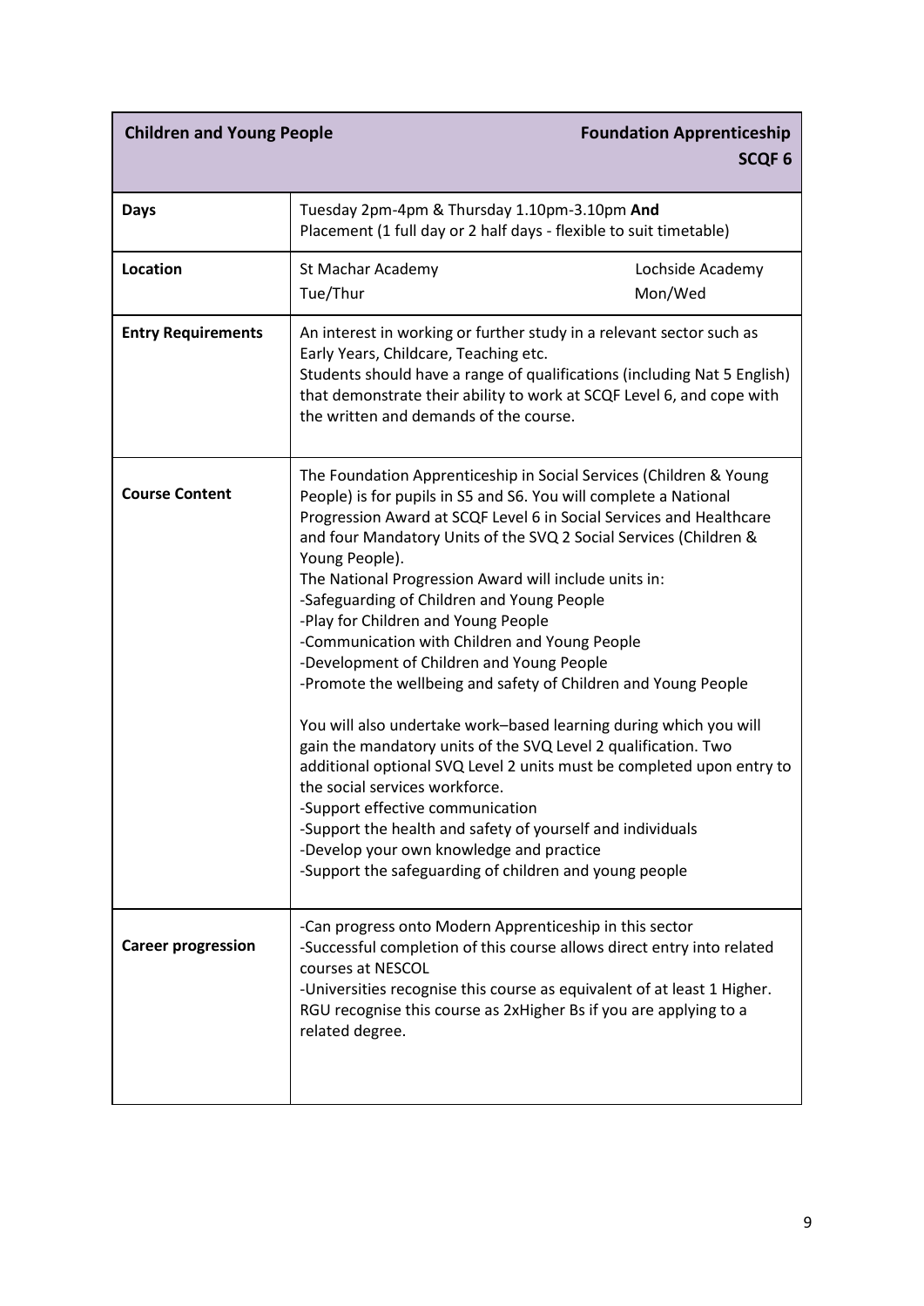| **Children and Young People** | **Foundation Apprenticeship SCQF 6** |
|---|---|
| **Days** | Tuesday 2pm-4pm & Thursday 1.10pm-3.10pm **And**<br>Placement (1 full day or 2 half days - flexible to suit timetable) |
| **Location** | St Machar Academy Tue/Thur<br>Lochside Academy Mon/Wed |
| **Entry Requirements** | An interest in working or further study in a relevant sector such as Early Years, Childcare, Teaching etc.<br>Students should have a range of qualifications (including Nat 5 English) that demonstrate their ability to work at SCQF Level 6, and cope with the written and demands of the course. |
| **Course Content** | The Foundation Apprenticeship in Social Services (Children & Young People) is for pupils in S5 and S6. You will complete a National Progression Award at SCQF Level 6 in Social Services and Healthcare and four Mandatory Units of the SVQ 2 Social Services (Children & Young People).<br>The National Progression Award will include units in:<br>-Safeguarding of Children and Young People<br>-Play for Children and Young People<br>-Communication with Children and Young People<br>-Development of Children and Young People<br>-Promote the wellbeing and safety of Children and Young People<br><br>You will also undertake work–based learning during which you will gain the mandatory units of the SVQ Level 2 qualification. Two additional optional SVQ Level 2 units must be completed upon entry to the social services workforce.<br>-Support effective communication<br>-Support the health and safety of yourself and individuals<br>-Develop your own knowledge and practice<br>-Support the safeguarding of children and young people |
| **Career progression** | -Can progress onto Modern Apprenticeship in this sector<br>-Successful completion of this course allows direct entry into related courses at NESCOL<br>-Universities recognise this course as equivalent of at least 1 Higher. RGU recognise this course as 2xHigher Bs if you are applying to a related degree. |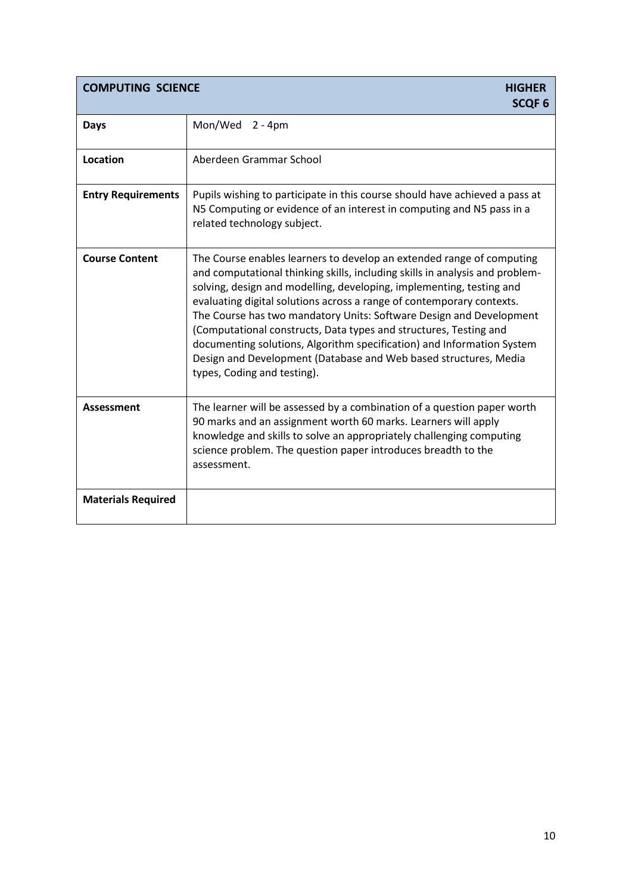| COMPUTING SCIENCE | HIGHER SCQF 6 |
|---|---|
| **Days** | Mon/Wed 2 - 4pm |
| **Location** | Aberdeen Grammar School |
| **Entry Requirements** | Pupils wishing to participate in this course should have achieved a pass at N5 Computing or evidence of an interest in computing and N5 pass in a related technology subject. |
| **Course Content** | The Course enables learners to develop an extended range of computing and computational thinking skills, including skills in analysis and problem-solving, design and modelling, developing, implementing, testing and evaluating digital solutions across a range of contemporary contexts. The Course has two mandatory Units: Software Design and Development (Computational constructs, Data types and structures, Testing and documenting solutions, Algorithm specification) and Information System Design and Development (Database and Web based structures, Media types, Coding and testing). |
| **Assessment** | The learner will be assessed by a combination of a question paper worth 90 marks and an assignment worth 60 marks. Learners will apply knowledge and skills to solve an appropriately challenging computing science problem. The question paper introduces breadth to the assessment. |
| **Materials Required** | |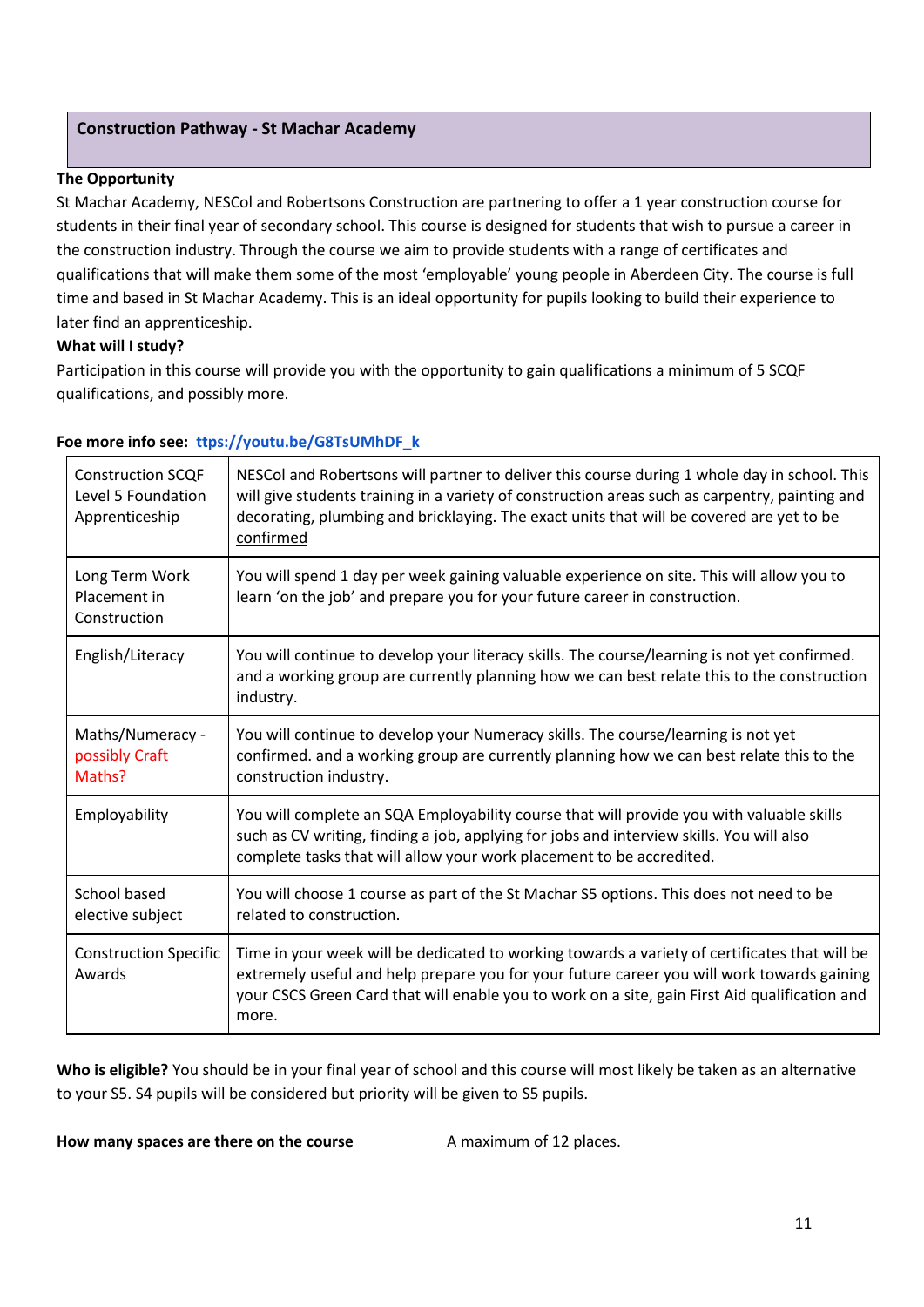## Construction Pathway - St Machar Academy

**The Opportunity**

St Machar Academy, NESCol and Robertsons Construction are partnering to offer a 1 year construction course for students in their final year of secondary school. This course is designed for students that wish to pursue a career in the construction industry. Through the course we aim to provide students with a range of certificates and qualifications that will make them some of the most 'employable' young people in Aberdeen City. The course is full time and based in St Machar Academy. This is an ideal opportunity for pupils looking to build their experience to later find an apprenticeship.

**What will I study?**

Participation in this course will provide you with the opportunity to gain qualifications a minimum of 5 SCQF qualifications, and possibly more.

**Foe more info see:** ttps://youtu.be/G8TsUMhDF_k

| | |
|---|---|
| Construction SCQF Level 5 Foundation Apprenticeship | NESCol and Robertsons will partner to deliver this course during 1 whole day in school. This will give students training in a variety of construction areas such as carpentry, painting and decorating, plumbing and bricklaying. The exact units that will be covered are yet to be confirmed |
| Long Term Work Placement in Construction | You will spend 1 day per week gaining valuable experience on site. This will allow you to learn 'on the job' and prepare you for your future career in construction. |
| English/Literacy | You will continue to develop your literacy skills. The course/learning is not yet confirmed. and a working group are currently planning how we can best relate this to the construction industry. |
| Maths/Numeracy - possibly Craft Maths? | You will continue to develop your Numeracy skills. The course/learning is not yet confirmed. and a working group are currently planning how we can best relate this to the construction industry. |
| Employability | You will complete an SQA Employability course that will provide you with valuable skills such as CV writing, finding a job, applying for jobs and interview skills. You will also complete tasks that will allow your work placement to be accredited. |
| School based elective subject | You will choose 1 course as part of the St Machar S5 options. This does not need to be related to construction. |
| Construction Specific Awards | Time in your week will be dedicated to working towards a variety of certificates that will be extremely useful and help prepare you for your future career you will work towards gaining your CSCS Green Card that will enable you to work on a site, gain First Aid qualification and more. |

**Who is eligible?** You should be in your final year of school and this course will most likely be taken as an alternative to your S5. S4 pupils will be considered but priority will be given to S5 pupils.

**How many spaces are there on the course** A maximum of 12 places.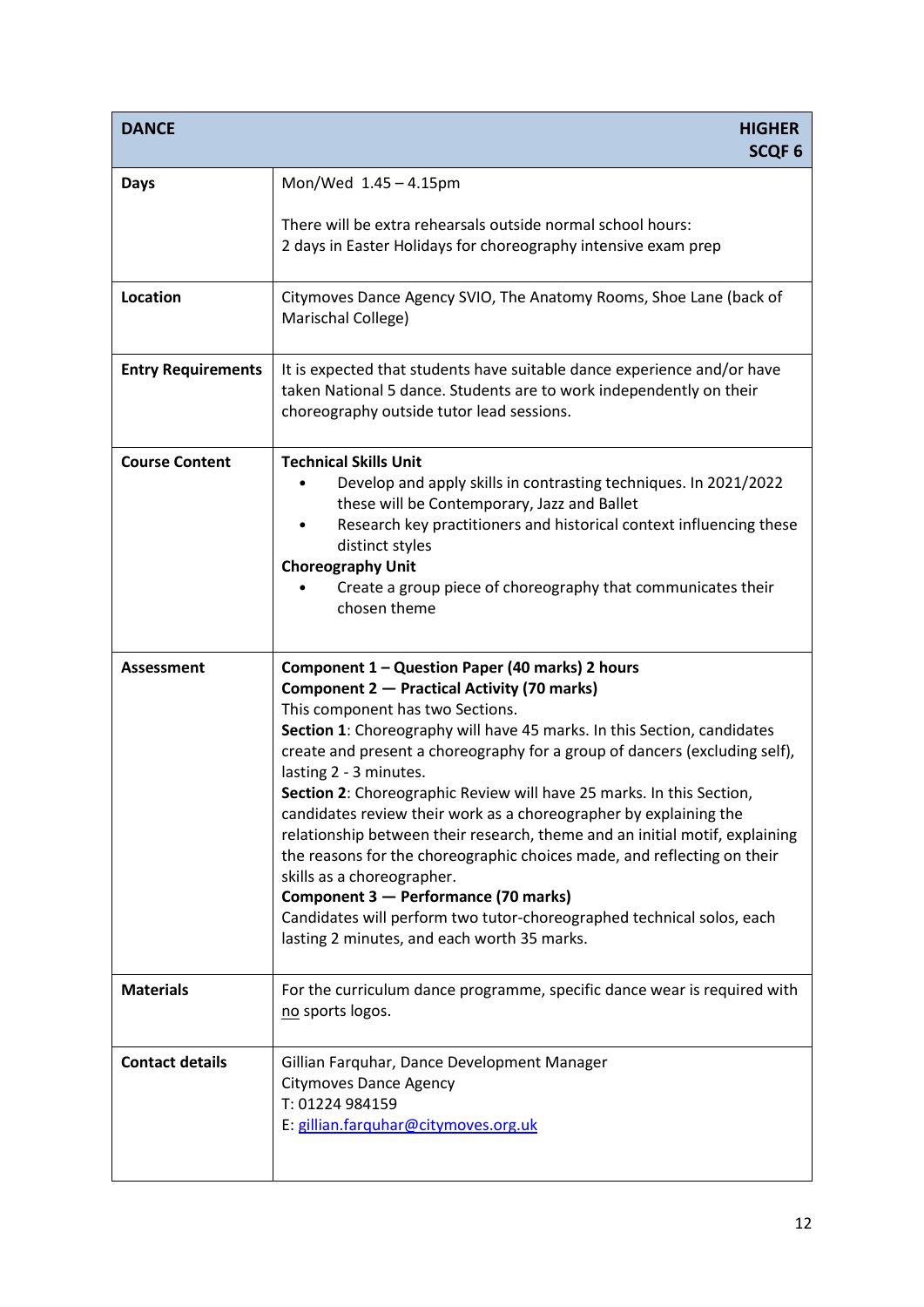| DANCE | HIGHER SCQF 6 |
|---|---|
| **Days** | Mon/Wed 1.45 – 4.15pm<br><br>There will be extra rehearsals outside normal school hours:<br>2 days in Easter Holidays for choreography intensive exam prep |
| **Location** | Citymoves Dance Agency SVIO, The Anatomy Rooms, Shoe Lane (back of Marischal College) |
| **Entry Requirements** | It is expected that students have suitable dance experience and/or have taken National 5 dance. Students are to work independently on their choreography outside tutor lead sessions. |
| **Course Content** | **Technical Skills Unit**<br>• Develop and apply skills in contrasting techniques. In 2021/2022 these will be Contemporary, Jazz and Ballet<br>• Research key practitioners and historical context influencing these distinct styles<br>**Choreography Unit**<br>• Create a group piece of choreography that communicates their chosen theme |
| **Assessment** | **Component 1 – Question Paper (40 marks) 2 hours**<br>**Component 2 — Practical Activity (70 marks)**<br>This component has two Sections.<br>**Section 1**: Choreography will have 45 marks. In this Section, candidates create and present a choreography for a group of dancers (excluding self), lasting 2 - 3 minutes.<br>**Section 2**: Choreographic Review will have 25 marks. In this Section, candidates review their work as a choreographer by explaining the relationship between their research, theme and an initial motif, explaining the reasons for the choreographic choices made, and reflecting on their skills as a choreographer.<br>**Component 3 — Performance (70 marks)**<br>Candidates will perform two tutor-choreographed technical solos, each lasting 2 minutes, and each worth 35 marks. |
| **Materials** | For the curriculum dance programme, specific dance wear is required with <u>no</u> sports logos. |
| **Contact details** | Gillian Farquhar, Dance Development Manager<br>Citymoves Dance Agency<br>T: 01224 984159<br>E: gillian.farquhar@citymoves.org.uk |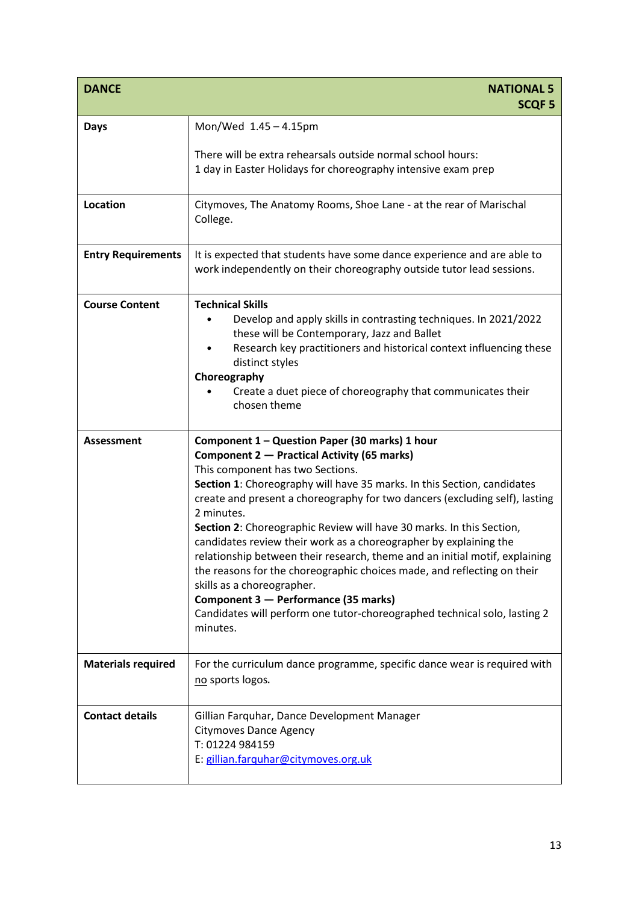| DANCE | NATIONAL 5<br>SCQF 5 |
|---|---|
| **Days** | Mon/Wed 1.45 – 4.15pm<br><br>There will be extra rehearsals outside normal school hours:<br>1 day in Easter Holidays for choreography intensive exam prep |
| **Location** | Citymoves, The Anatomy Rooms, Shoe Lane - at the rear of Marischal College. |
| **Entry Requirements** | It is expected that students have some dance experience and are able to work independently on their choreography outside tutor lead sessions. |
| **Course Content** | **Technical Skills**<br>• Develop and apply skills in contrasting techniques. In 2021/2022 these will be Contemporary, Jazz and Ballet<br>• Research key practitioners and historical context influencing these distinct styles<br>**Choreography**<br>• Create a duet piece of choreography that communicates their chosen theme |
| **Assessment** | **Component 1 – Question Paper (30 marks) 1 hour**<br>**Component 2 — Practical Activity (65 marks)**<br>This component has two Sections.<br>**Section 1**: Choreography will have 35 marks. In this Section, candidates create and present a choreography for two dancers (excluding self), lasting 2 minutes.<br>**Section 2**: Choreographic Review will have 30 marks. In this Section, candidates review their work as a choreographer by explaining the relationship between their research, theme and an initial motif, explaining the reasons for the choreographic choices made, and reflecting on their skills as a choreographer.<br>**Component 3 — Performance (35 marks)**<br>Candidates will perform one tutor-choreographed technical solo, lasting 2 minutes. |
| **Materials required** | For the curriculum dance programme, specific dance wear is required with no sports logos. |
| **Contact details** | Gillian Farquhar, Dance Development Manager<br>Citymoves Dance Agency<br>T: 01224 984159<br>E: gillian.farquhar@citymoves.org.uk |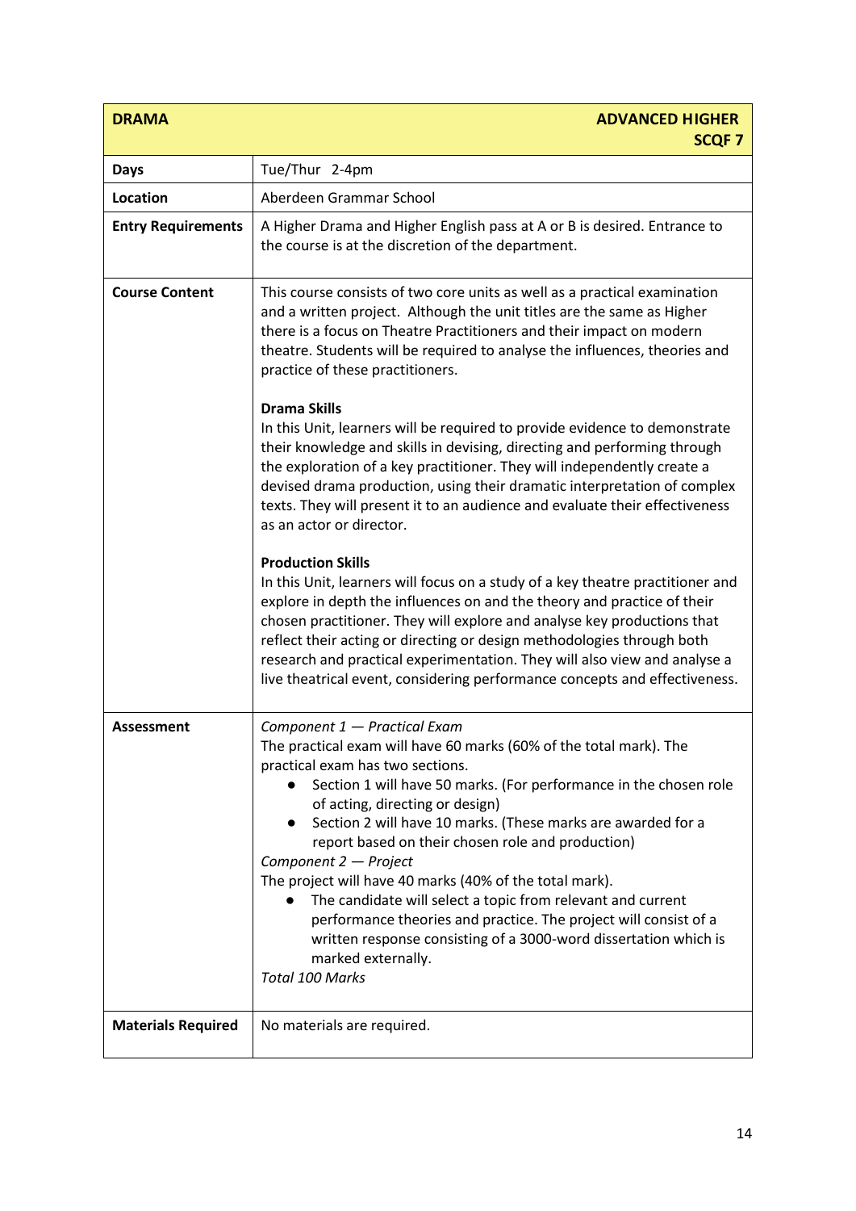| **DRAMA** | **ADVANCED HIGHER SCQF 7** |
| --- | --- |
| **Days** | Tue/Thur 2-4pm |
| **Location** | Aberdeen Grammar School |
| **Entry Requirements** | A Higher Drama and Higher English pass at A or B is desired. Entrance to the course is at the discretion of the department. |
| **Course Content** | This course consists of two core units as well as a practical examination and a written project. Although the unit titles are the same as Higher there is a focus on Theatre Practitioners and their impact on modern theatre. Students will be required to analyse the influences, theories and practice of these practitioners.<br><br>**Drama Skills**<br>In this Unit, learners will be required to provide evidence to demonstrate their knowledge and skills in devising, directing and performing through the exploration of a key practitioner. They will independently create a devised drama production, using their dramatic interpretation of complex texts. They will present it to an audience and evaluate their effectiveness as an actor or director.<br><br>**Production Skills**<br>In this Unit, learners will focus on a study of a key theatre practitioner and explore in depth the influences on and the theory and practice of their chosen practitioner. They will explore and analyse key productions that reflect their acting or directing or design methodologies through both research and practical experimentation. They will also view and analyse a live theatrical event, considering performance concepts and effectiveness. |
| **Assessment** | *Component 1 — Practical Exam*<br>The practical exam will have 60 marks (60% of the total mark). The practical exam has two sections.<br>● Section 1 will have 50 marks. (For performance in the chosen role of acting, directing or design)<br>● Section 2 will have 10 marks. (These marks are awarded for a report based on their chosen role and production)<br>*Component 2 — Project*<br>The project will have 40 marks (40% of the total mark).<br>● The candidate will select a topic from relevant and current performance theories and practice. The project will consist of a written response consisting of a 3000-word dissertation which is marked externally.<br>*Total 100 Marks* |
| **Materials Required** | No materials are required. |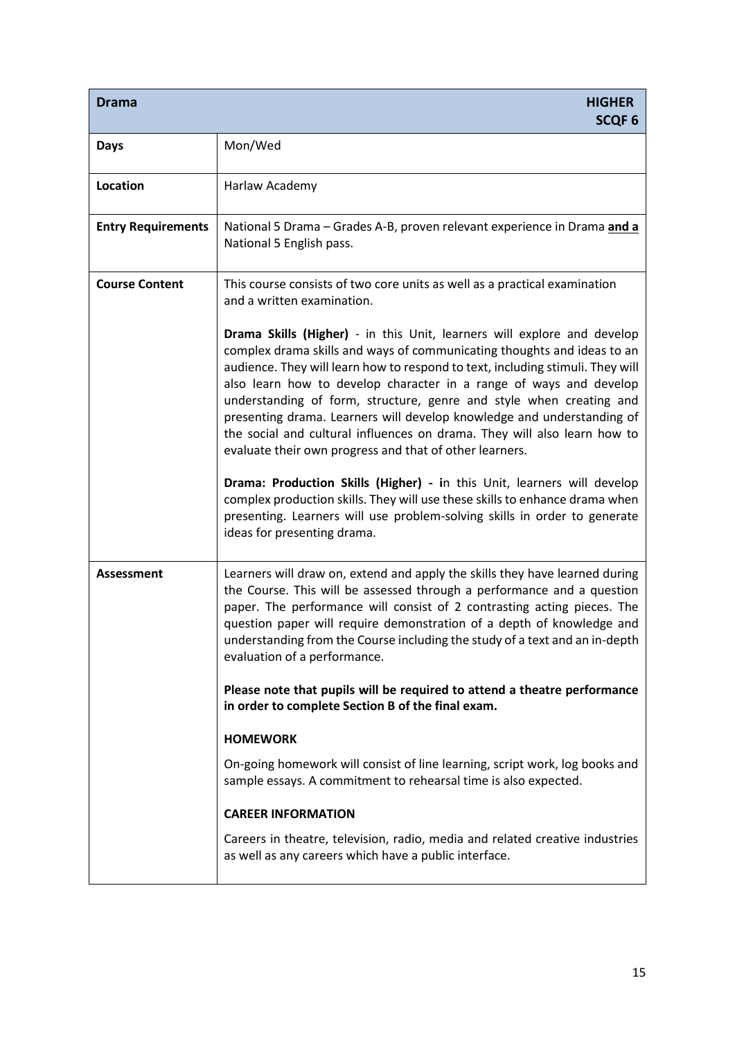| **Drama** | **HIGHER SCQF 6** |
|---|---|
| **Days** | Mon/Wed |
| **Location** | Harlaw Academy |
| **Entry Requirements** | National 5 Drama – Grades A-B, proven relevant experience in Drama **and a** National 5 English pass. |
| **Course Content** | This course consists of two core units as well as a practical examination and a written examination.<br><br>**Drama Skills (Higher)** - in this Unit, learners will explore and develop complex drama skills and ways of communicating thoughts and ideas to an audience. They will learn how to respond to text, including stimuli. They will also learn how to develop character in a range of ways and develop understanding of form, structure, genre and style when creating and presenting drama. Learners will develop knowledge and understanding of the social and cultural influences on drama. They will also learn how to evaluate their own progress and that of other learners.<br><br>**Drama: Production Skills (Higher) - i**n this Unit, learners will develop complex production skills. They will use these skills to enhance drama when presenting. Learners will use problem-solving skills in order to generate ideas for presenting drama. |
| **Assessment** | Learners will draw on, extend and apply the skills they have learned during the Course. This will be assessed through a performance and a question paper. The performance will consist of 2 contrasting acting pieces. The question paper will require demonstration of a depth of knowledge and understanding from the Course including the study of a text and an in-depth evaluation of a performance.<br><br>**Please note that pupils will be required to attend a theatre performance in order to complete Section B of the final exam.**<br><br>**HOMEWORK**<br><br>On-going homework will consist of line learning, script work, log books and sample essays. A commitment to rehearsal time is also expected.<br><br>**CAREER INFORMATION**<br><br>Careers in theatre, television, radio, media and related creative industries as well as any careers which have a public interface. |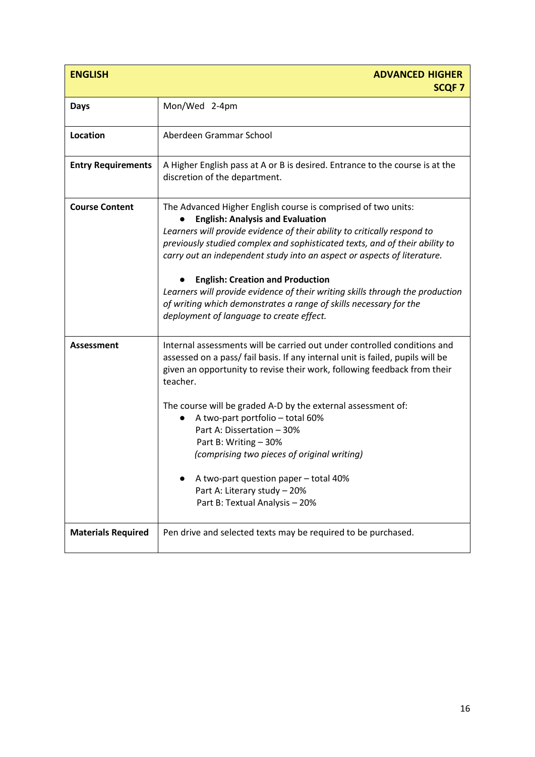| **ENGLISH** | **ADVANCED HIGHER SCQF 7** |
|---|---|
| **Days** | Mon/Wed 2-4pm |
| **Location** | Aberdeen Grammar School |
| **Entry Requirements** | A Higher English pass at A or B is desired. Entrance to the course is at the discretion of the department. |
| **Course Content** | The Advanced Higher English course is comprised of two units:<br>● **English: Analysis and Evaluation**<br>*Learners will provide evidence of their ability to critically respond to previously studied complex and sophisticated texts, and of their ability to carry out an independent study into an aspect or aspects of literature.*<br><br>● **English: Creation and Production**<br>*Learners will provide evidence of their writing skills through the production of writing which demonstrates a range of skills necessary for the deployment of language to create effect.* |
| **Assessment** | Internal assessments will be carried out under controlled conditions and assessed on a pass/ fail basis. If any internal unit is failed, pupils will be given an opportunity to revise their work, following feedback from their teacher.<br><br>The course will be graded A-D by the external assessment of:<br>● A two-part portfolio – total 60%<br>Part A: Dissertation – 30%<br>Part B: Writing – 30%<br>*(comprising two pieces of original writing)*<br><br>● A two-part question paper – total 40%<br>Part A: Literary study – 20%<br>Part B: Textual Analysis – 20% |
| **Materials Required** | Pen drive and selected texts may be required to be purchased. |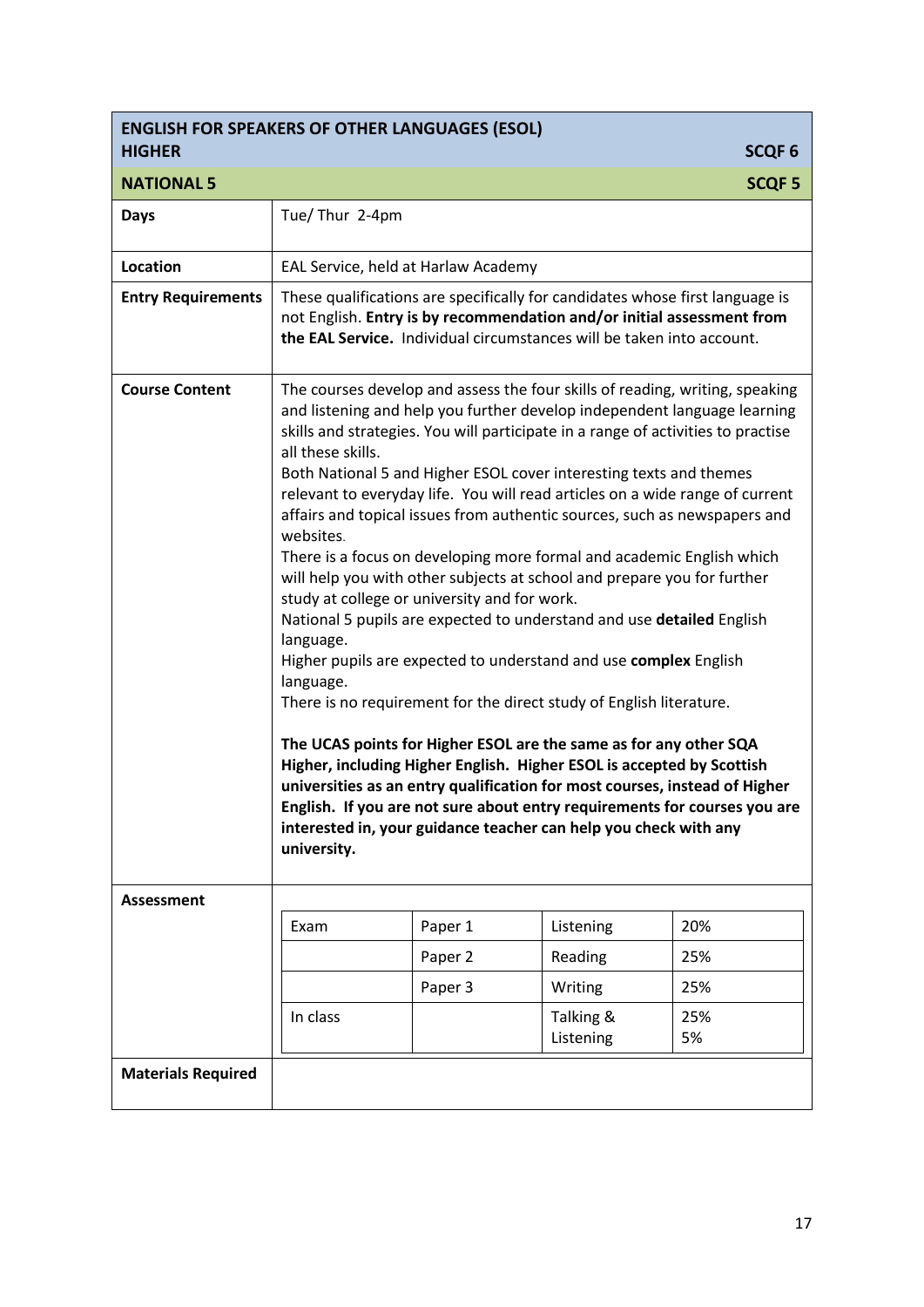## ENGLISH FOR SPEAKERS OF OTHER LANGUAGES (ESOL)

**HIGHER** — **SCQF 6**

**NATIONAL 5** — **SCQF 5**

| | |
|---|---|
| **Days** | Tue/ Thur 2-4pm |
| **Location** | EAL Service, held at Harlaw Academy |
| **Entry Requirements** | These qualifications are specifically for candidates whose first language is not English. **Entry is by recommendation and/or initial assessment from the EAL Service.** Individual circumstances will be taken into account. |
| **Course Content** | The courses develop and assess the four skills of reading, writing, speaking and listening and help you further develop independent language learning skills and strategies. You will participate in a range of activities to practise all these skills.<br>Both National 5 and Higher ESOL cover interesting texts and themes relevant to everyday life. You will read articles on a wide range of current affairs and topical issues from authentic sources, such as newspapers and websites.<br>There is a focus on developing more formal and academic English which will help you with other subjects at school and prepare you for further study at college or university and for work.<br>National 5 pupils are expected to understand and use **detailed** English language.<br>Higher pupils are expected to understand and use **complex** English language.<br>There is no requirement for the direct study of English literature.<br><br>**The UCAS points for Higher ESOL are the same as for any other SQA Higher, including Higher English. Higher ESOL is accepted by Scottish universities as an entry qualification for most courses, instead of Higher English. If you are not sure about entry requirements for courses you are interested in, your guidance teacher can help you check with any university.** |
| **Assessment** | See table below |
| **Materials Required** | |

**Assessment**

| | | | |
|---|---|---|---|
| Exam | Paper 1 | Listening | 20% |
| | Paper 2 | Reading | 25% |
| | Paper 3 | Writing | 25% |
| In class | | Talking &<br>Listening | 25%<br>5% |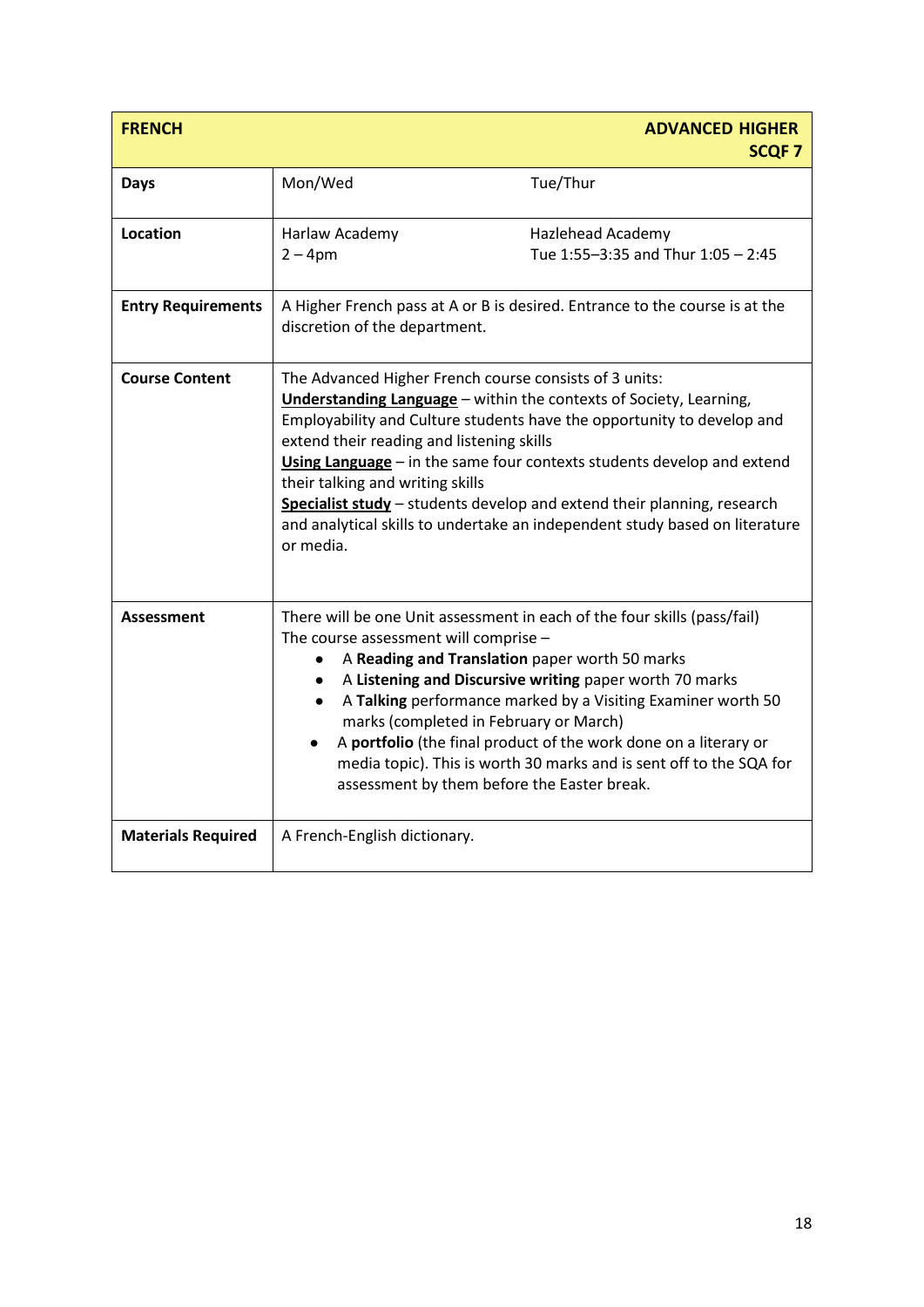| **FRENCH** | | **ADVANCED HIGHER SCQF 7** |
|---|---|---|
| **Days** | Mon/Wed | Tue/Thur |
| **Location** | Harlaw Academy<br>2 – 4pm | Hazlehead Academy<br>Tue 1:55–3:35 and Thur 1:05 – 2:45 |
| **Entry Requirements** | A Higher French pass at A or B is desired. Entrance to the course is at the discretion of the department. | |
| **Course Content** | The Advanced Higher French course consists of 3 units:<br>**Understanding Language** – within the contexts of Society, Learning, Employability and Culture students have the opportunity to develop and extend their reading and listening skills<br>**Using Language** – in the same four contexts students develop and extend their talking and writing skills<br>**Specialist study** – students develop and extend their planning, research and analytical skills to undertake an independent study based on literature or media. | |
| **Assessment** | There will be one Unit assessment in each of the four skills (pass/fail)<br>The course assessment will comprise –<br>• A **Reading and Translation** paper worth 50 marks<br>• A **Listening and Discursive writing** paper worth 70 marks<br>• A **Talking** performance marked by a Visiting Examiner worth 50 marks (completed in February or March)<br>• A **portfolio** (the final product of the work done on a literary or media topic). This is worth 30 marks and is sent off to the SQA for assessment by them before the Easter break. | |
| **Materials Required** | A French-English dictionary. | |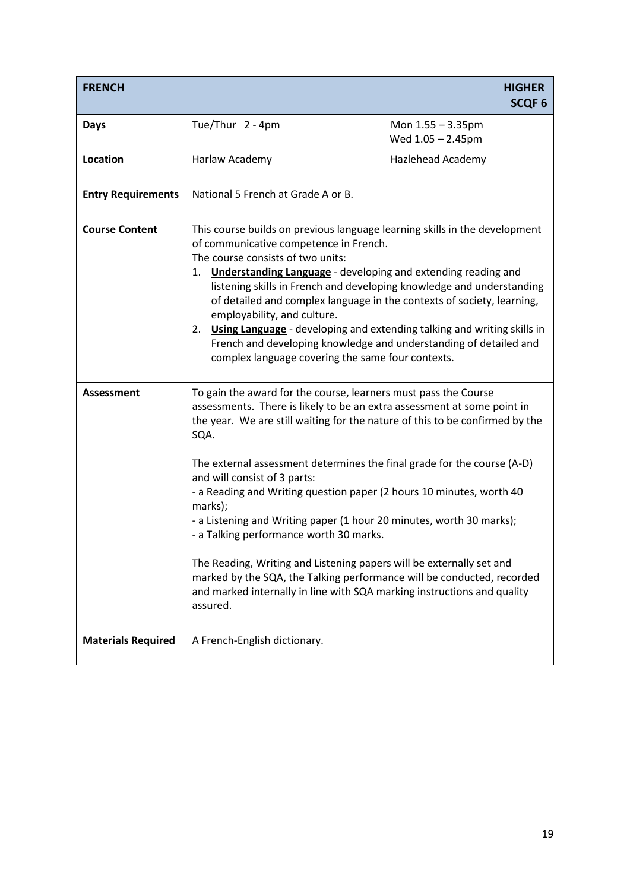| FRENCH | | HIGHER SCQF 6 |
|---|---|---|
| **Days** | Tue/Thur 2 - 4pm | Mon 1.55 – 3.35pm<br>Wed 1.05 – 2.45pm |
| **Location** | Harlaw Academy | Hazlehead Academy |
| **Entry Requirements** | National 5 French at Grade A or B. | |
| **Course Content** | This course builds on previous language learning skills in the development of communicative competence in French.<br>The course consists of two units:<br>1. **Understanding Language** - developing and extending reading and listening skills in French and developing knowledge and understanding of detailed and complex language in the contexts of society, learning, employability, and culture.<br>2. **Using Language** - developing and extending talking and writing skills in French and developing knowledge and understanding of detailed and complex language covering the same four contexts. | |
| **Assessment** | To gain the award for the course, learners must pass the Course assessments. There is likely to be an extra assessment at some point in the year. We are still waiting for the nature of this to be confirmed by the SQA.<br><br>The external assessment determines the final grade for the course (A-D) and will consist of 3 parts:<br>- a Reading and Writing question paper (2 hours 10 minutes, worth 40 marks);<br>- a Listening and Writing paper (1 hour 20 minutes, worth 30 marks);<br>- a Talking performance worth 30 marks.<br><br>The Reading, Writing and Listening papers will be externally set and marked by the SQA, the Talking performance will be conducted, recorded and marked internally in line with SQA marking instructions and quality assured. | |
| **Materials Required** | A French-English dictionary. | |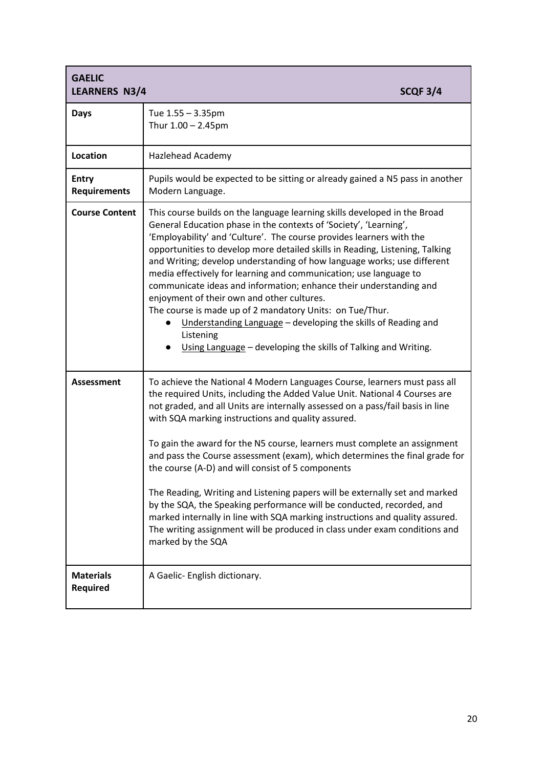| **GAELIC**<br>**LEARNERS N3/4** **SCQF 3/4** | |
|---|---|
| **Days** | Tue 1.55 – 3.35pm<br>Thur 1.00 – 2.45pm |
| **Location** | Hazlehead Academy |
| **Entry Requirements** | Pupils would be expected to be sitting or already gained a N5 pass in another Modern Language. |
| **Course Content** | This course builds on the language learning skills developed in the Broad General Education phase in the contexts of 'Society', 'Learning', 'Employability' and 'Culture'. The course provides learners with the opportunities to develop more detailed skills in Reading, Listening, Talking and Writing; develop understanding of how language works; use different media effectively for learning and communication; use language to communicate ideas and information; enhance their understanding and enjoyment of their own and other cultures.<br>The course is made up of 2 mandatory Units: on Tue/Thur.<br>● <u>Understanding Language</u> – developing the skills of Reading and Listening<br>● <u>Using Language</u> – developing the skills of Talking and Writing. |
| **Assessment** | To achieve the National 4 Modern Languages Course, learners must pass all the required Units, including the Added Value Unit. National 4 Courses are not graded, and all Units are internally assessed on a pass/fail basis in line with SQA marking instructions and quality assured.<br><br>To gain the award for the N5 course, learners must complete an assignment and pass the Course assessment (exam), which determines the final grade for the course (A-D) and will consist of 5 components<br><br>The Reading, Writing and Listening papers will be externally set and marked by the SQA, the Speaking performance will be conducted, recorded, and marked internally in line with SQA marking instructions and quality assured. The writing assignment will be produced in class under exam conditions and marked by the SQA |
| **Materials Required** | A Gaelic- English dictionary. |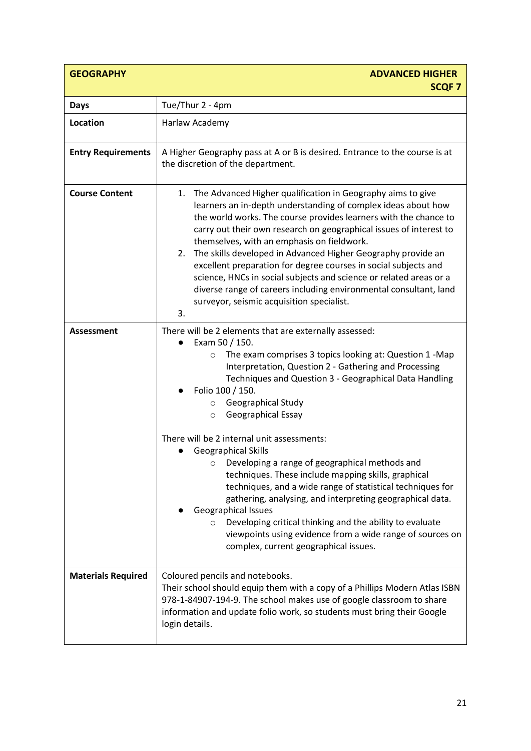| GEOGRAPHY | ADVANCED HIGHER SCQF 7 |
|---|---|
| **Days** | Tue/Thur 2 - 4pm |
| **Location** | Harlaw Academy |
| **Entry Requirements** | A Higher Geography pass at A or B is desired. Entrance to the course is at the discretion of the department. |
| **Course Content** | 1. The Advanced Higher qualification in Geography aims to give learners an in-depth understanding of complex ideas about how the world works. The course provides learners with the chance to carry out their own research on geographical issues of interest to themselves, with an emphasis on fieldwork.<br>2. The skills developed in Advanced Higher Geography provide an excellent preparation for degree courses in social subjects and science, HNCs in social subjects and science or related areas or a diverse range of careers including environmental consultant, land surveyor, seismic acquisition specialist.<br>3. |
| **Assessment** | There will be 2 elements that are externally assessed:<br>• Exam 50 / 150.<br>&nbsp;&nbsp;&nbsp;&nbsp;○ The exam comprises 3 topics looking at: Question 1 -Map Interpretation, Question 2 - Gathering and Processing Techniques and Question 3 - Geographical Data Handling<br>• Folio 100 / 150.<br>&nbsp;&nbsp;&nbsp;&nbsp;○ Geographical Study<br>&nbsp;&nbsp;&nbsp;&nbsp;○ Geographical Essay<br><br>There will be 2 internal unit assessments:<br>• Geographical Skills<br>&nbsp;&nbsp;&nbsp;&nbsp;○ Developing a range of geographical methods and techniques. These include mapping skills, graphical techniques, and a wide range of statistical techniques for gathering, analysing, and interpreting geographical data.<br>• Geographical Issues<br>&nbsp;&nbsp;&nbsp;&nbsp;○ Developing critical thinking and the ability to evaluate viewpoints using evidence from a wide range of sources on complex, current geographical issues. |
| **Materials Required** | Coloured pencils and notebooks.<br>Their school should equip them with a copy of a Phillips Modern Atlas ISBN 978-1-84907-194-9. The school makes use of google classroom to share information and update folio work, so students must bring their Google login details. |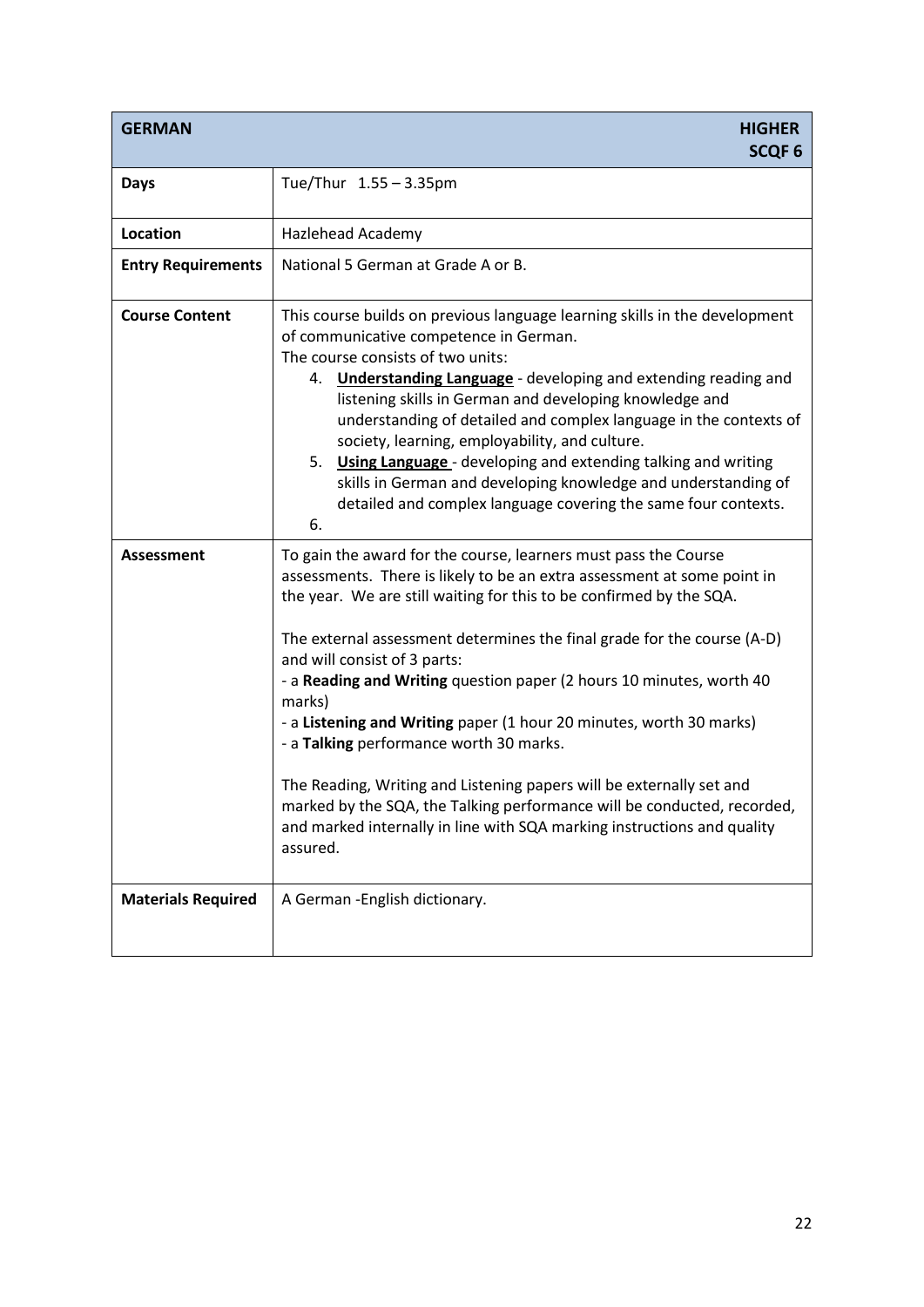| **GERMAN** | **HIGHER SCQF 6** |
| --- | --- |
| **Days** | Tue/Thur 1.55 – 3.35pm |
| **Location** | Hazlehead Academy |
| **Entry Requirements** | National 5 German at Grade A or B. |
| **Course Content** | This course builds on previous language learning skills in the development of communicative competence in German.<br>The course consists of two units:<br>4. **Understanding Language** - developing and extending reading and listening skills in German and developing knowledge and understanding of detailed and complex language in the contexts of society, learning, employability, and culture.<br>5. **Using Language** - developing and extending talking and writing skills in German and developing knowledge and understanding of detailed and complex language covering the same four contexts.<br>6. |
| **Assessment** | To gain the award for the course, learners must pass the Course assessments. There is likely to be an extra assessment at some point in the year. We are still waiting for this to be confirmed by the SQA.<br><br>The external assessment determines the final grade for the course (A-D) and will consist of 3 parts:<br>- a **Reading and Writing** question paper (2 hours 10 minutes, worth 40 marks)<br>- a **Listening and Writing** paper (1 hour 20 minutes, worth 30 marks)<br>- a **Talking** performance worth 30 marks.<br><br>The Reading, Writing and Listening papers will be externally set and marked by the SQA, the Talking performance will be conducted, recorded, and marked internally in line with SQA marking instructions and quality assured. |
| **Materials Required** | A German -English dictionary. |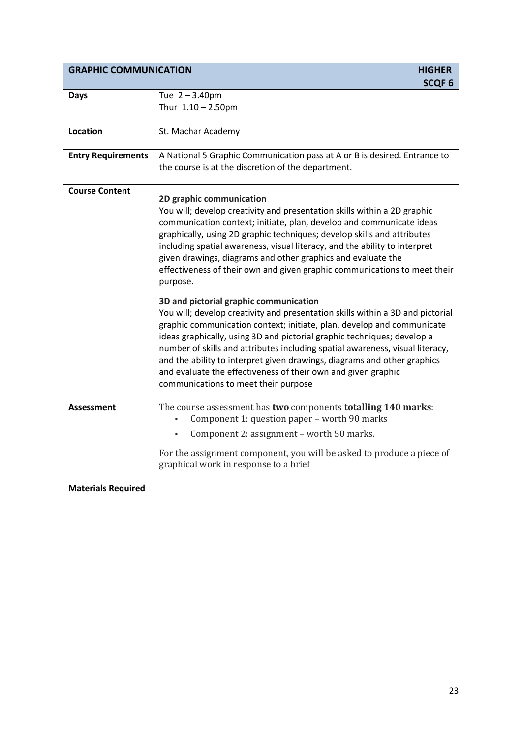| GRAPHIC COMMUNICATION | HIGHER SCQF 6 |
|---|---|
| **Days** | Tue 2 – 3.40pm<br>Thur 1.10 – 2.50pm |
| **Location** | St. Machar Academy |
| **Entry Requirements** | A National 5 Graphic Communication pass at A or B is desired. Entrance to the course is at the discretion of the department. |
| **Course Content** | **2D graphic communication**<br>You will; develop creativity and presentation skills within a 2D graphic communication context; initiate, plan, develop and communicate ideas graphically, using 2D graphic techniques; develop skills and attributes including spatial awareness, visual literacy, and the ability to interpret given drawings, diagrams and other graphics and evaluate the effectiveness of their own and given graphic communications to meet their purpose.<br><br>**3D and pictorial graphic communication**<br>You will; develop creativity and presentation skills within a 3D and pictorial graphic communication context; initiate, plan, develop and communicate ideas graphically, using 3D and pictorial graphic techniques; develop a number of skills and attributes including spatial awareness, visual literacy, and the ability to interpret given drawings, diagrams and other graphics and evaluate the effectiveness of their own and given graphic communications to meet their purpose |
| **Assessment** | The course assessment has **two** components **totalling 140 marks**:<br>▪ Component 1: question paper – worth 90 marks<br>▪ Component 2: assignment – worth 50 marks.<br><br>For the assignment component, you will be asked to produce a piece of graphical work in response to a brief |
| **Materials Required** | |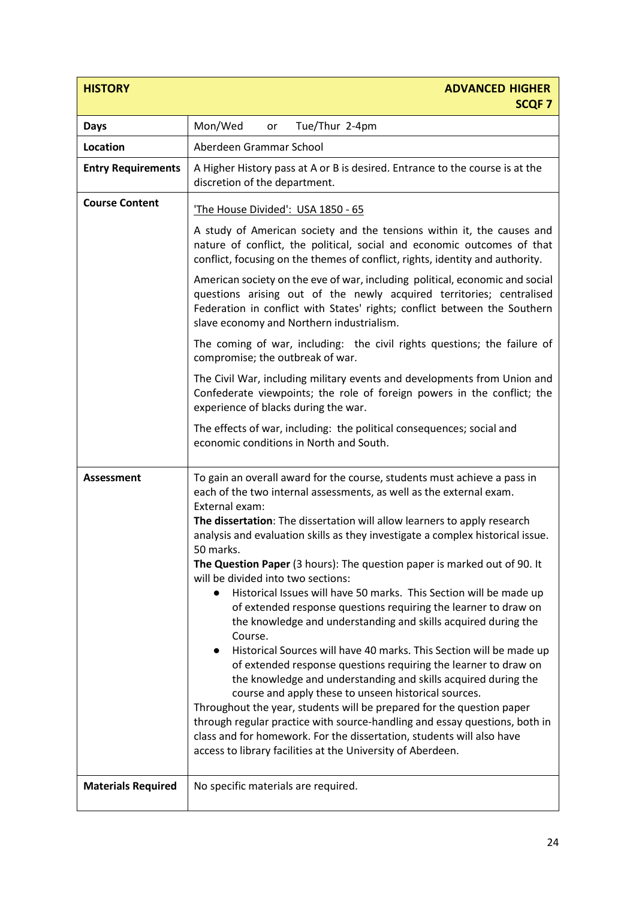| HISTORY | ADVANCED HIGHER SCQF 7 |
|---|---|
| **Days** | Mon/Wed or Tue/Thur 2-4pm |
| **Location** | Aberdeen Grammar School |
| **Entry Requirements** | A Higher History pass at A or B is desired. Entrance to the course is at the discretion of the department. |
| **Course Content** | 'The House Divided': USA 1850 - 65<br><br>A study of American society and the tensions within it, the causes and nature of conflict, the political, social and economic outcomes of that conflict, focusing on the themes of conflict, rights, identity and authority.<br><br>American society on the eve of war, including political, economic and social questions arising out of the newly acquired territories; centralised Federation in conflict with States' rights; conflict between the Southern slave economy and Northern industrialism.<br><br>The coming of war, including: the civil rights questions; the failure of compromise; the outbreak of war.<br><br>The Civil War, including military events and developments from Union and Confederate viewpoints; the role of foreign powers in the conflict; the experience of blacks during the war.<br><br>The effects of war, including: the political consequences; social and economic conditions in North and South. |
| **Assessment** | To gain an overall award for the course, students must achieve a pass in each of the two internal assessments, as well as the external exam.<br>External exam:<br>**The dissertation**: The dissertation will allow learners to apply research analysis and evaluation skills as they investigate a complex historical issue. 50 marks.<br>**The Question Paper** (3 hours): The question paper is marked out of 90. It will be divided into two sections:<br>● Historical Issues will have 50 marks. This Section will be made up of extended response questions requiring the learner to draw on the knowledge and understanding and skills acquired during the Course.<br>● Historical Sources will have 40 marks. This Section will be made up of extended response questions requiring the learner to draw on the knowledge and understanding and skills acquired during the course and apply these to unseen historical sources.<br>Throughout the year, students will be prepared for the question paper through regular practice with source-handling and essay questions, both in class and for homework. For the dissertation, students will also have access to library facilities at the University of Aberdeen. |
| **Materials Required** | No specific materials are required. |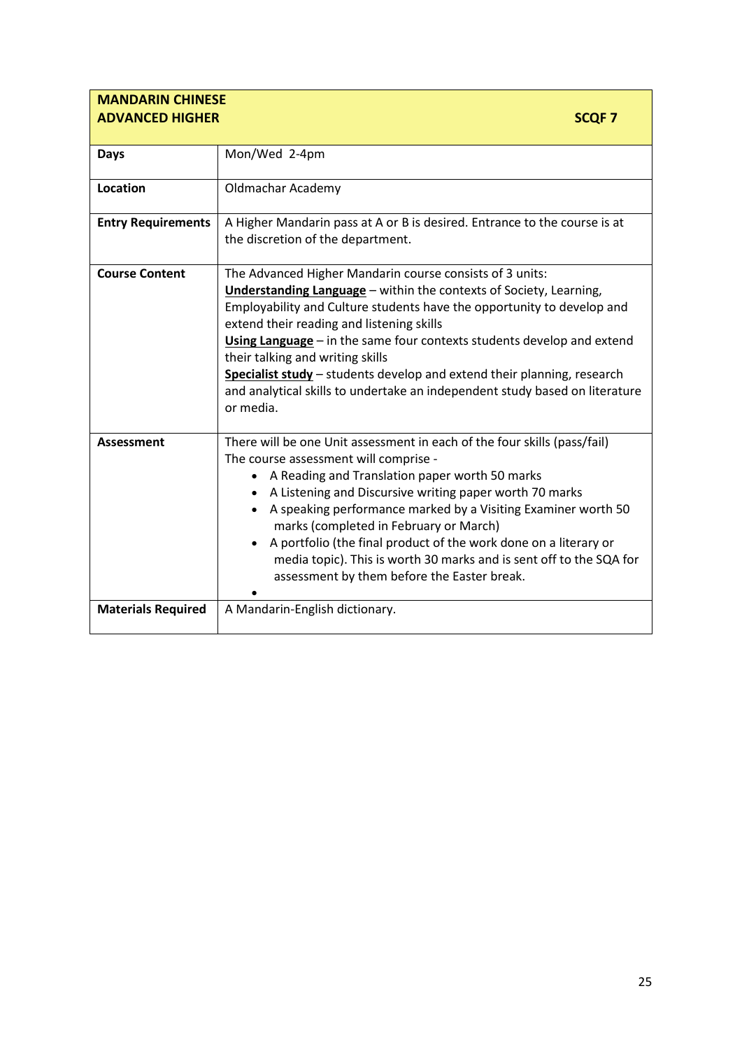| **MANDARIN CHINESE**<br>**ADVANCED HIGHER** | **SCQF 7** |
|---|---|
| **Days** | Mon/Wed 2-4pm |
| **Location** | Oldmachar Academy |
| **Entry Requirements** | A Higher Mandarin pass at A or B is desired. Entrance to the course is at the discretion of the department. |
| **Course Content** | The Advanced Higher Mandarin course consists of 3 units:<br>**Understanding Language** – within the contexts of Society, Learning, Employability and Culture students have the opportunity to develop and extend their reading and listening skills<br>**Using Language** – in the same four contexts students develop and extend their talking and writing skills<br>**Specialist study** – students develop and extend their planning, research and analytical skills to undertake an independent study based on literature or media. |
| **Assessment** | There will be one Unit assessment in each of the four skills (pass/fail)<br>The course assessment will comprise -<br>• A Reading and Translation paper worth 50 marks<br>• A Listening and Discursive writing paper worth 70 marks<br>• A speaking performance marked by a Visiting Examiner worth 50 marks (completed in February or March)<br>• A portfolio (the final product of the work done on a literary or media topic). This is worth 30 marks and is sent off to the SQA for assessment by them before the Easter break.<br>• |
| **Materials Required** | A Mandarin-English dictionary. |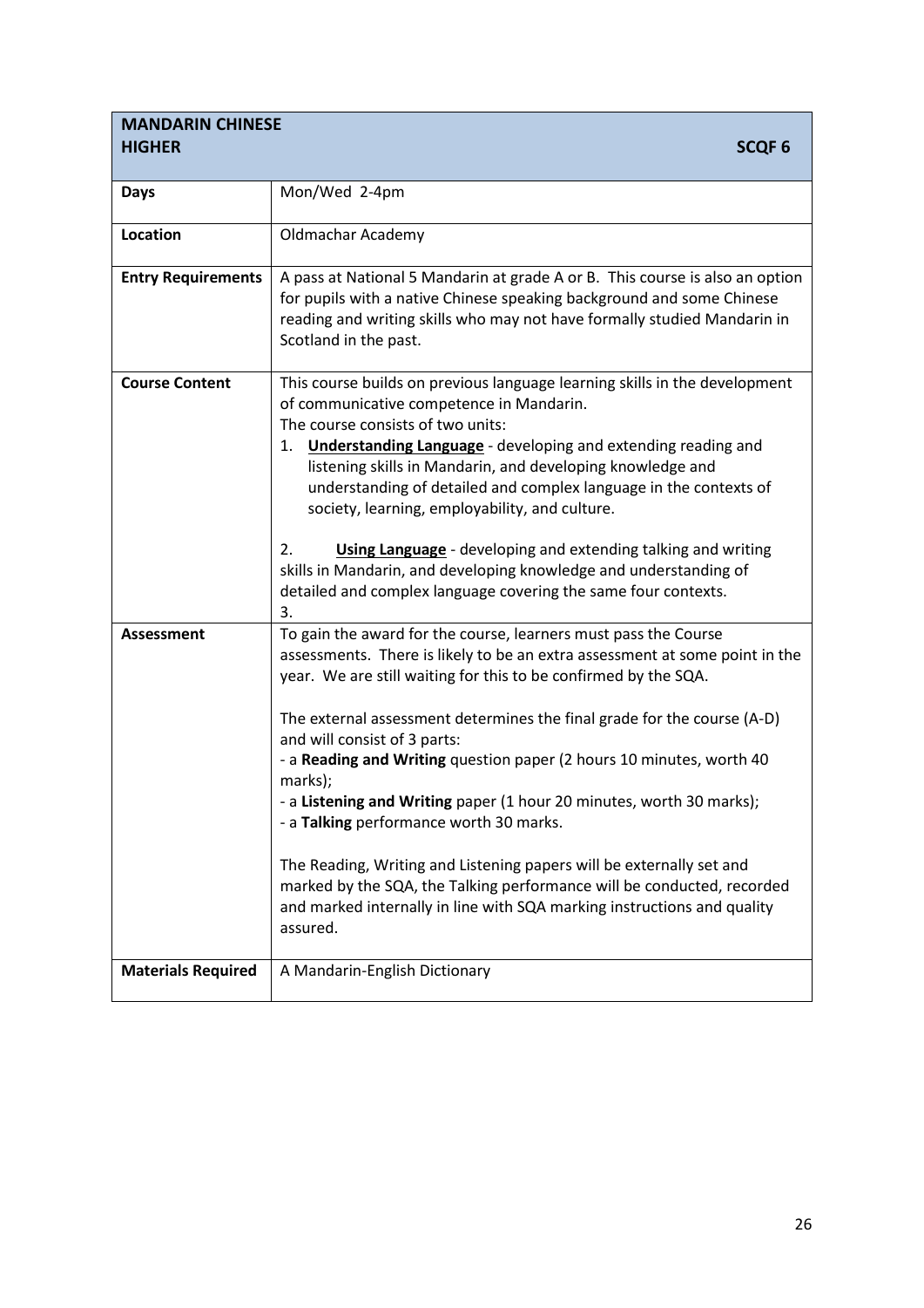| MANDARIN CHINESE HIGHER | SCQF 6 |
|---|---|
| **Days** | Mon/Wed 2-4pm |
| **Location** | Oldmachar Academy |
| **Entry Requirements** | A pass at National 5 Mandarin at grade A or B. This course is also an option for pupils with a native Chinese speaking background and some Chinese reading and writing skills who may not have formally studied Mandarin in Scotland in the past. |
| **Course Content** | This course builds on previous language learning skills in the development of communicative competence in Mandarin.<br>The course consists of two units:<br>1. **Understanding Language** - developing and extending reading and listening skills in Mandarin, and developing knowledge and understanding of detailed and complex language in the contexts of society, learning, employability, and culture.<br><br>2. **Using Language** - developing and extending talking and writing skills in Mandarin, and developing knowledge and understanding of detailed and complex language covering the same four contexts.<br>3. |
| **Assessment** | To gain the award for the course, learners must pass the Course assessments. There is likely to be an extra assessment at some point in the year. We are still waiting for this to be confirmed by the SQA.<br><br>The external assessment determines the final grade for the course (A-D) and will consist of 3 parts:<br>- a **Reading and Writing** question paper (2 hours 10 minutes, worth 40 marks);<br>- a **Listening and Writing** paper (1 hour 20 minutes, worth 30 marks);<br>- a **Talking** performance worth 30 marks.<br><br>The Reading, Writing and Listening papers will be externally set and marked by the SQA, the Talking performance will be conducted, recorded and marked internally in line with SQA marking instructions and quality assured. |
| **Materials Required** | A Mandarin-English Dictionary |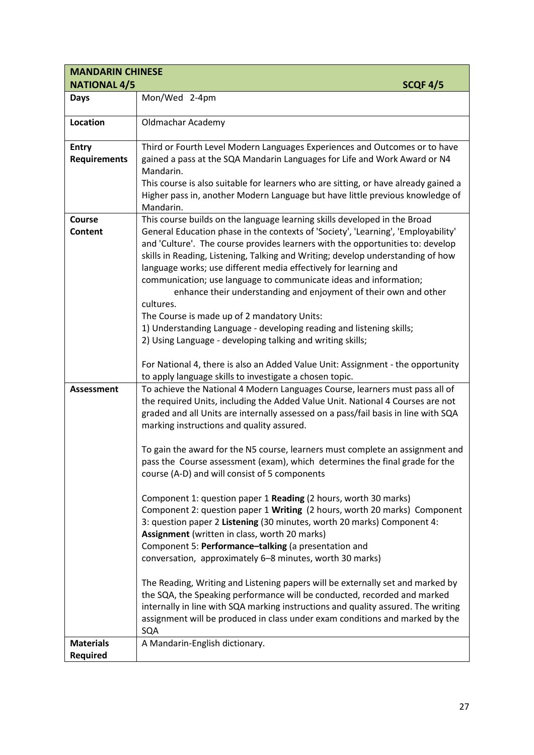| MANDARIN CHINESE<br>NATIONAL 4/5 SCQF 4/5 | |
|---|---|
| **Days** | Mon/Wed 2-4pm |
| **Location** | Oldmachar Academy |
| **Entry Requirements** | Third or Fourth Level Modern Languages Experiences and Outcomes or to have gained a pass at the SQA Mandarin Languages for Life and Work Award or N4 Mandarin.<br>This course is also suitable for learners who are sitting, or have already gained a Higher pass in, another Modern Language but have little previous knowledge of Mandarin. |
| **Course Content** | This course builds on the language learning skills developed in the Broad General Education phase in the contexts of 'Society', 'Learning', 'Employability' and 'Culture'. The course provides learners with the opportunities to: develop skills in Reading, Listening, Talking and Writing; develop understanding of how language works; use different media effectively for learning and communication; use language to communicate ideas and information; enhance their understanding and enjoyment of their own and other cultures.<br>The Course is made up of 2 mandatory Units:<br>1) Understanding Language - developing reading and listening skills;<br>2) Using Language - developing talking and writing skills;<br><br>For National 4, there is also an Added Value Unit: Assignment - the opportunity to apply language skills to investigate a chosen topic. |
| **Assessment** | To achieve the National 4 Modern Languages Course, learners must pass all of the required Units, including the Added Value Unit. National 4 Courses are not graded and all Units are internally assessed on a pass/fail basis in line with SQA marking instructions and quality assured.<br><br>To gain the award for the N5 course, learners must complete an assignment and pass the Course assessment (exam), which determines the final grade for the course (A-D) and will consist of 5 components<br><br>Component 1: question paper 1 **Reading** (2 hours, worth 30 marks)<br>Component 2: question paper 1 **Writing** (2 hours, worth 20 marks) Component 3: question paper 2 **Listening** (30 minutes, worth 20 marks) Component 4: **Assignment** (written in class, worth 20 marks)<br>Component 5: **Performance–talking** (a presentation and conversation, approximately 6–8 minutes, worth 30 marks)<br><br>The Reading, Writing and Listening papers will be externally set and marked by the SQA, the Speaking performance will be conducted, recorded and marked internally in line with SQA marking instructions and quality assured. The writing assignment will be produced in class under exam conditions and marked by the SQA |
| **Materials Required** | A Mandarin-English dictionary. |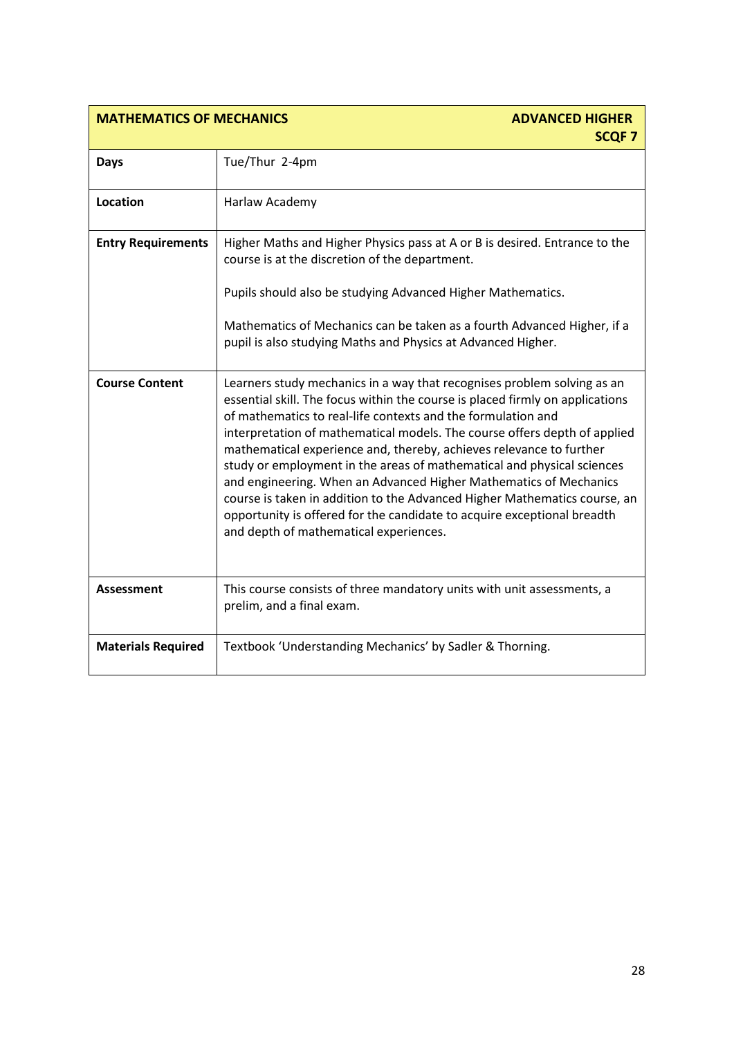| MATHEMATICS OF MECHANICS | ADVANCED HIGHER SCQF 7 |
|---|---|
| **Days** | Tue/Thur 2-4pm |
| **Location** | Harlaw Academy |
| **Entry Requirements** | Higher Maths and Higher Physics pass at A or B is desired. Entrance to the course is at the discretion of the department.<br><br>Pupils should also be studying Advanced Higher Mathematics.<br><br>Mathematics of Mechanics can be taken as a fourth Advanced Higher, if a pupil is also studying Maths and Physics at Advanced Higher. |
| **Course Content** | Learners study mechanics in a way that recognises problem solving as an essential skill. The focus within the course is placed firmly on applications of mathematics to real-life contexts and the formulation and interpretation of mathematical models. The course offers depth of applied mathematical experience and, thereby, achieves relevance to further study or employment in the areas of mathematical and physical sciences and engineering. When an Advanced Higher Mathematics of Mechanics course is taken in addition to the Advanced Higher Mathematics course, an opportunity is offered for the candidate to acquire exceptional breadth and depth of mathematical experiences. |
| **Assessment** | This course consists of three mandatory units with unit assessments, a prelim, and a final exam. |
| **Materials Required** | Textbook 'Understanding Mechanics' by Sadler & Thorning. |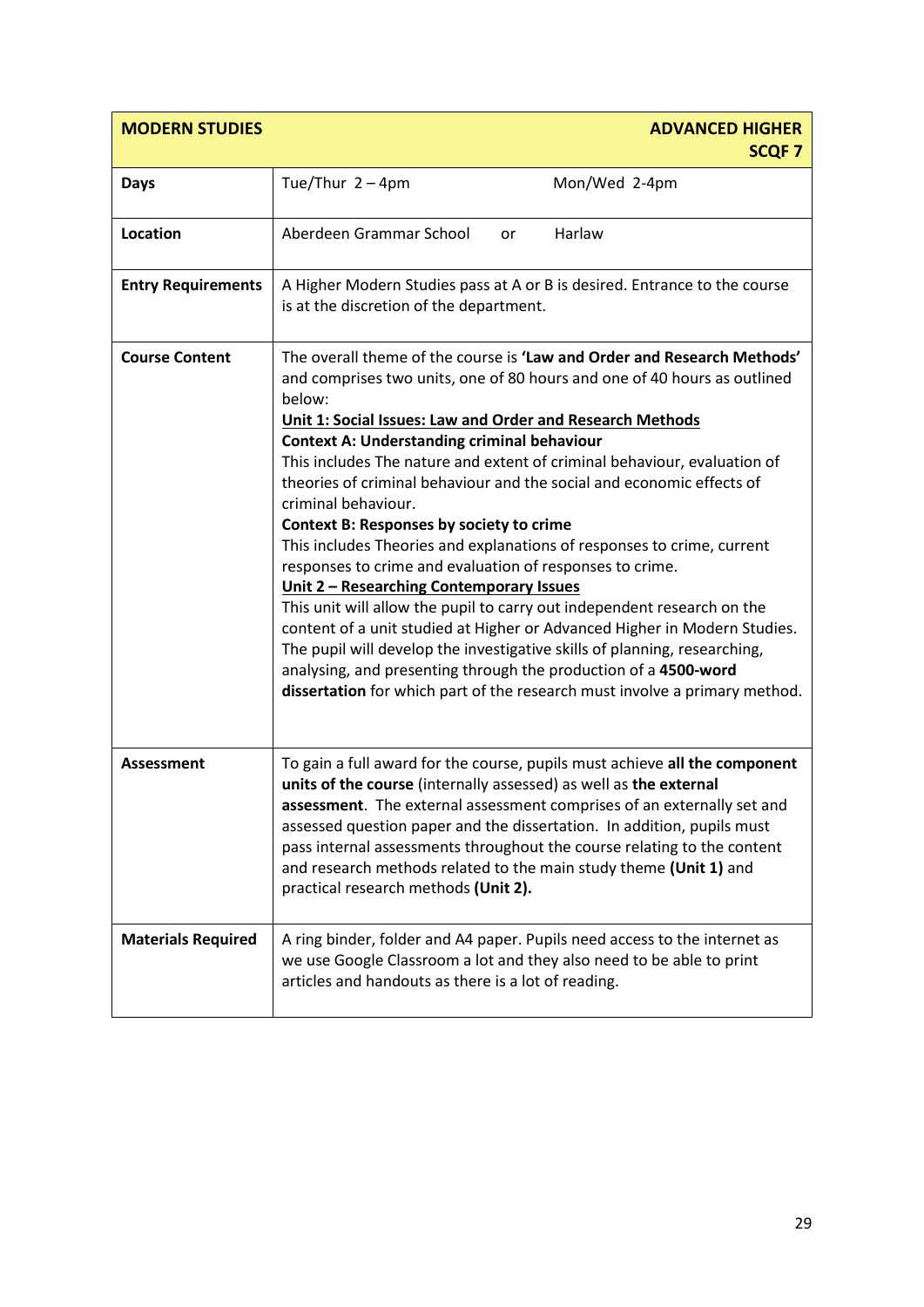| MODERN STUDIES | ADVANCED HIGHER SCQF 7 |
| --- | --- |
| **Days** | Tue/Thur 2 – 4pm &nbsp;&nbsp;&nbsp;&nbsp; Mon/Wed 2-4pm |
| **Location** | Aberdeen Grammar School or Harlaw |
| **Entry Requirements** | A Higher Modern Studies pass at A or B is desired. Entrance to the course is at the discretion of the department. |
| **Course Content** | The overall theme of the course is **'Law and Order and Research Methods'** and comprises two units, one of 80 hours and one of 40 hours as outlined below:<br>**Unit 1: Social Issues: Law and Order and Research Methods**<br>**Context A: Understanding criminal behaviour**<br>This includes The nature and extent of criminal behaviour, evaluation of theories of criminal behaviour and the social and economic effects of criminal behaviour.<br>**Context B: Responses by society to crime**<br>This includes Theories and explanations of responses to crime, current responses to crime and evaluation of responses to crime.<br>**Unit 2 – Researching Contemporary Issues**<br>This unit will allow the pupil to carry out independent research on the content of a unit studied at Higher or Advanced Higher in Modern Studies. The pupil will develop the investigative skills of planning, researching, analysing, and presenting through the production of a **4500-word dissertation** for which part of the research must involve a primary method. |
| **Assessment** | To gain a full award for the course, pupils must achieve **all the component units of the course** (internally assessed) as well as **the external assessment**. The external assessment comprises of an externally set and assessed question paper and the dissertation. In addition, pupils must pass internal assessments throughout the course relating to the content and research methods related to the main study theme **(Unit 1)** and practical research methods **(Unit 2).** |
| **Materials Required** | A ring binder, folder and A4 paper. Pupils need access to the internet as we use Google Classroom a lot and they also need to be able to print articles and handouts as there is a lot of reading. |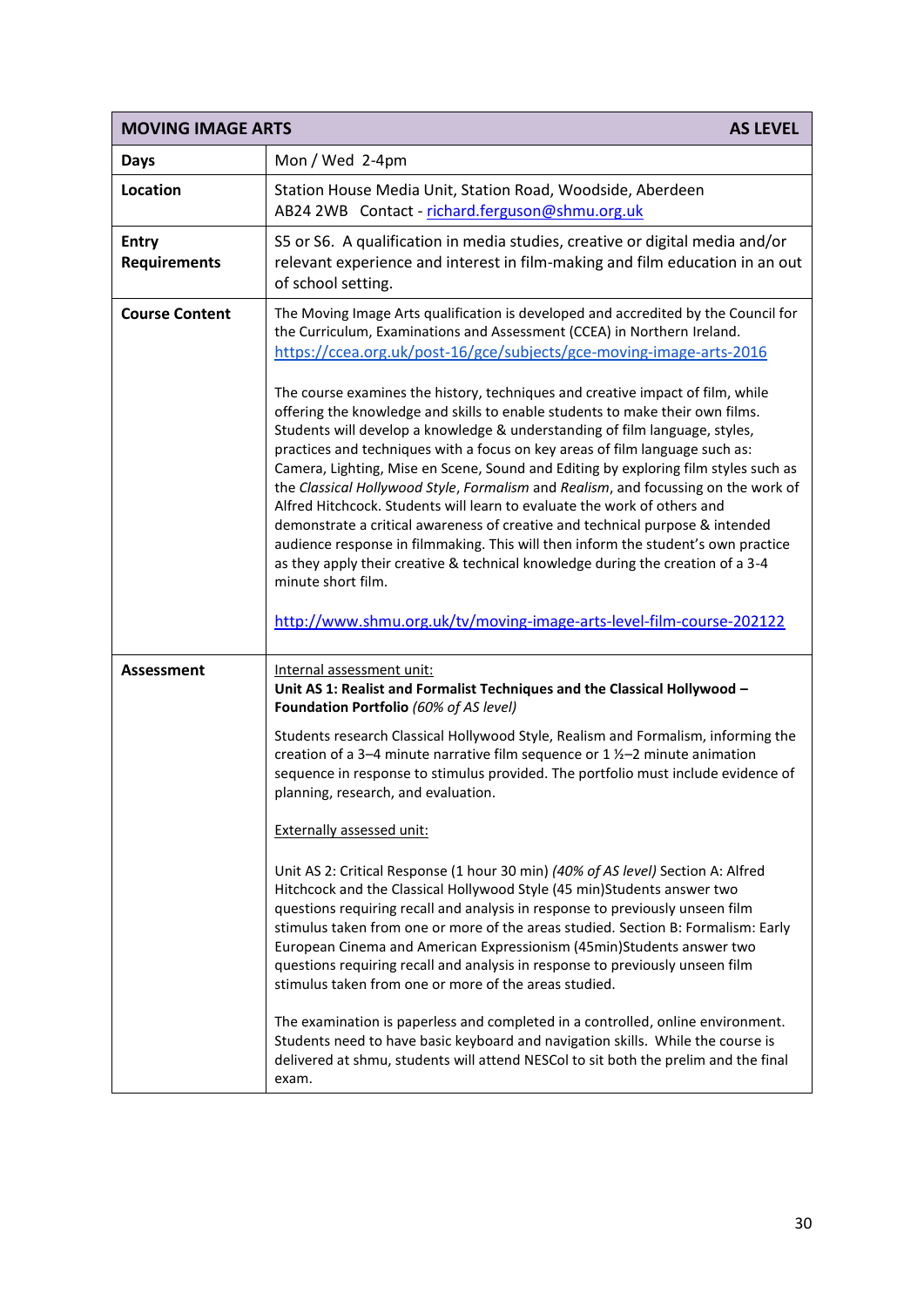| MOVING IMAGE ARTS | AS LEVEL |
|---|---|
| **Days** | Mon / Wed 2-4pm |
| **Location** | Station House Media Unit, Station Road, Woodside, Aberdeen AB24 2WB Contact - richard.ferguson@shmu.org.uk |
| **Entry Requirements** | S5 or S6. A qualification in media studies, creative or digital media and/or relevant experience and interest in film-making and film education in an out of school setting. |
| **Course Content** | The Moving Image Arts qualification is developed and accredited by the Council for the Curriculum, Examinations and Assessment (CCEA) in Northern Ireland. https://ccea.org.uk/post-16/gce/subjects/gce-moving-image-arts-2016<br><br>The course examines the history, techniques and creative impact of film, while offering the knowledge and skills to enable students to make their own films. Students will develop a knowledge & understanding of film language, styles, practices and techniques with a focus on key areas of film language such as: Camera, Lighting, Mise en Scene, Sound and Editing by exploring film styles such as the *Classical Hollywood Style*, *Formalism* and *Realism*, and focussing on the work of Alfred Hitchcock. Students will learn to evaluate the work of others and demonstrate a critical awareness of creative and technical purpose & intended audience response in filmmaking. This will then inform the student's own practice as they apply their creative & technical knowledge during the creation of a 3-4 minute short film.<br><br>http://www.shmu.org.uk/tv/moving-image-arts-level-film-course-202122 |
| **Assessment** | Internal assessment unit:<br>**Unit AS 1: Realist and Formalist Techniques and the Classical Hollywood – Foundation Portfolio** *(60% of AS level)*<br><br>Students research Classical Hollywood Style, Realism and Formalism, informing the creation of a 3–4 minute narrative film sequence or 1 ½–2 minute animation sequence in response to stimulus provided. The portfolio must include evidence of planning, research, and evaluation.<br><br>Externally assessed unit:<br><br>Unit AS 2: Critical Response (1 hour 30 min) *(40% of AS level)* Section A: Alfred Hitchcock and the Classical Hollywood Style (45 min)Students answer two questions requiring recall and analysis in response to previously unseen film stimulus taken from one or more of the areas studied. Section B: Formalism: Early European Cinema and American Expressionism (45min)Students answer two questions requiring recall and analysis in response to previously unseen film stimulus taken from one or more of the areas studied.<br><br>The examination is paperless and completed in a controlled, online environment. Students need to have basic keyboard and navigation skills. While the course is delivered at shmu, students will attend NESCol to sit both the prelim and the final exam. |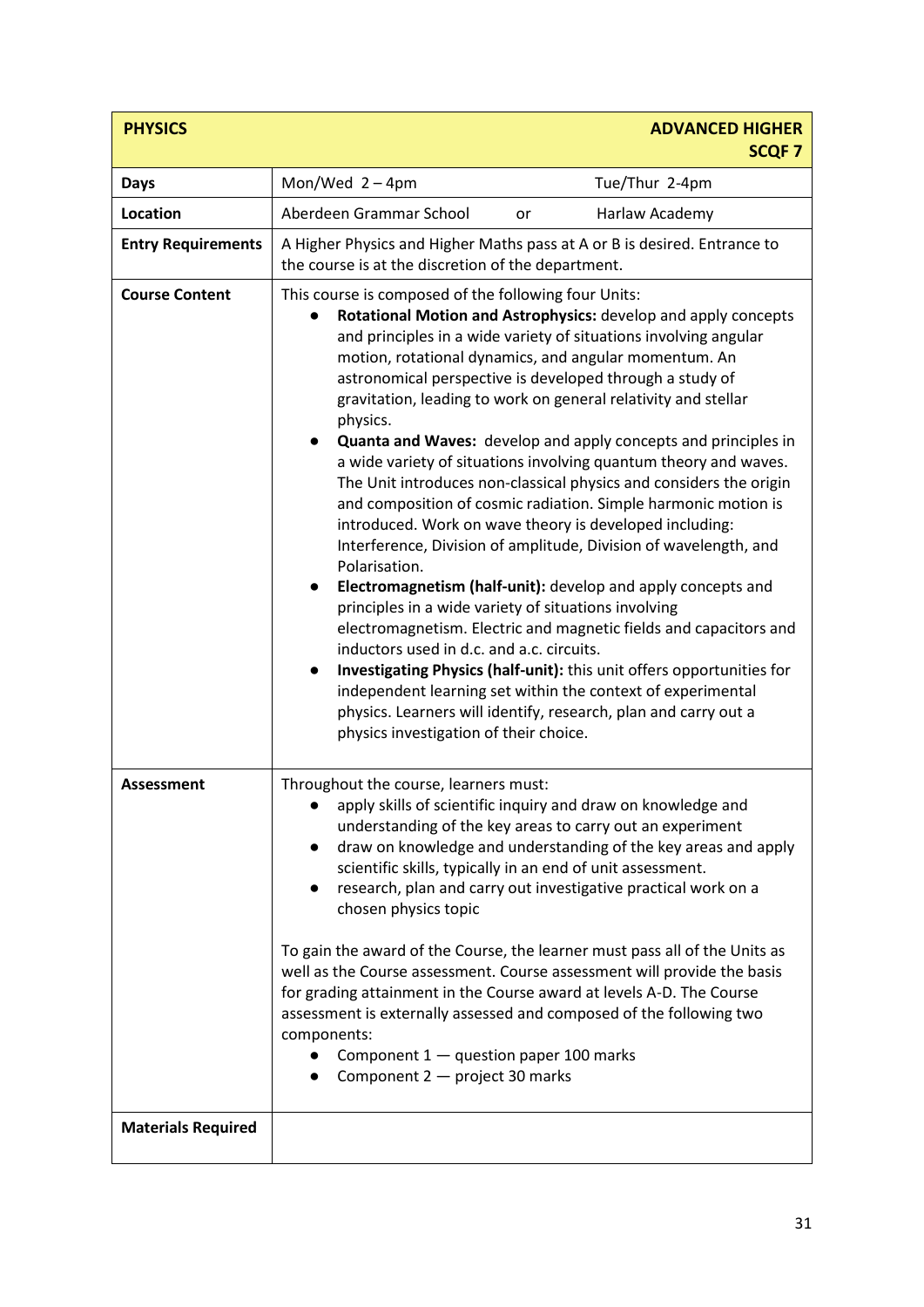| **PHYSICS** | **ADVANCED HIGHER SCQF 7** |
|---|---|
| **Days** | Mon/Wed 2 – 4pm Tue/Thur 2-4pm |
| **Location** | Aberdeen Grammar School or Harlaw Academy |
| **Entry Requirements** | A Higher Physics and Higher Maths pass at A or B is desired. Entrance to the course is at the discretion of the department. |
| **Course Content** | This course is composed of the following four Units:<br>• **Rotational Motion and Astrophysics:** develop and apply concepts and principles in a wide variety of situations involving angular motion, rotational dynamics, and angular momentum. An astronomical perspective is developed through a study of gravitation, leading to work on general relativity and stellar physics.<br>• **Quanta and Waves:** develop and apply concepts and principles in a wide variety of situations involving quantum theory and waves. The Unit introduces non-classical physics and considers the origin and composition of cosmic radiation. Simple harmonic motion is introduced. Work on wave theory is developed including: Interference, Division of amplitude, Division of wavelength, and Polarisation.<br>• **Electromagnetism (half-unit):** develop and apply concepts and principles in a wide variety of situations involving electromagnetism. Electric and magnetic fields and capacitors and inductors used in d.c. and a.c. circuits.<br>• **Investigating Physics (half-unit):** this unit offers opportunities for independent learning set within the context of experimental physics. Learners will identify, research, plan and carry out a physics investigation of their choice. |
| **Assessment** | Throughout the course, learners must:<br>• apply skills of scientific inquiry and draw on knowledge and understanding of the key areas to carry out an experiment<br>• draw on knowledge and understanding of the key areas and apply scientific skills, typically in an end of unit assessment.<br>• research, plan and carry out investigative practical work on a chosen physics topic<br><br>To gain the award of the Course, the learner must pass all of the Units as well as the Course assessment. Course assessment will provide the basis for grading attainment in the Course award at levels A-D. The Course assessment is externally assessed and composed of the following two components:<br>• Component 1 — question paper 100 marks<br>• Component 2 — project 30 marks |
| **Materials Required** | |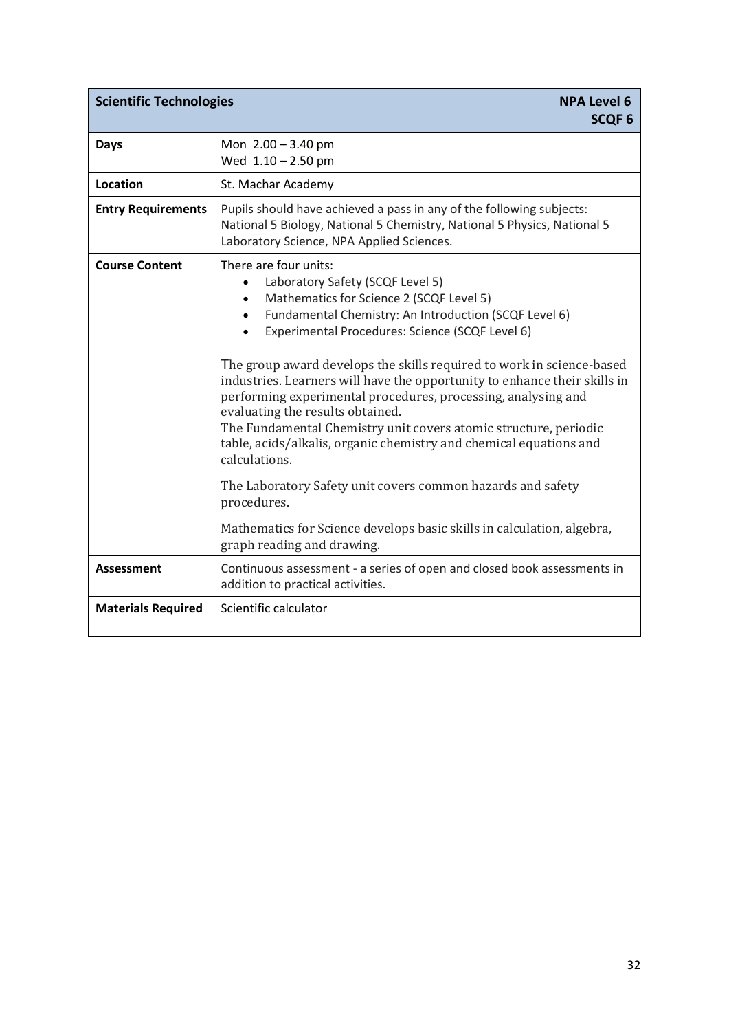| **Scientific Technologies** | **NPA Level 6 SCQF 6** |
|---|---|
| **Days** | Mon 2.00 – 3.40 pm<br>Wed 1.10 – 2.50 pm |
| **Location** | St. Machar Academy |
| **Entry Requirements** | Pupils should have achieved a pass in any of the following subjects: National 5 Biology, National 5 Chemistry, National 5 Physics, National 5 Laboratory Science, NPA Applied Sciences. |
| **Course Content** | There are four units:<br>• Laboratory Safety (SCQF Level 5)<br>• Mathematics for Science 2 (SCQF Level 5)<br>• Fundamental Chemistry: An Introduction (SCQF Level 6)<br>• Experimental Procedures: Science (SCQF Level 6)<br><br>The group award develops the skills required to work in science-based industries. Learners will have the opportunity to enhance their skills in performing experimental procedures, processing, analysing and evaluating the results obtained.<br>The Fundamental Chemistry unit covers atomic structure, periodic table, acids/alkalis, organic chemistry and chemical equations and calculations.<br><br>The Laboratory Safety unit covers common hazards and safety procedures.<br><br>Mathematics for Science develops basic skills in calculation, algebra, graph reading and drawing. |
| **Assessment** | Continuous assessment - a series of open and closed book assessments in addition to practical activities. |
| **Materials Required** | Scientific calculator |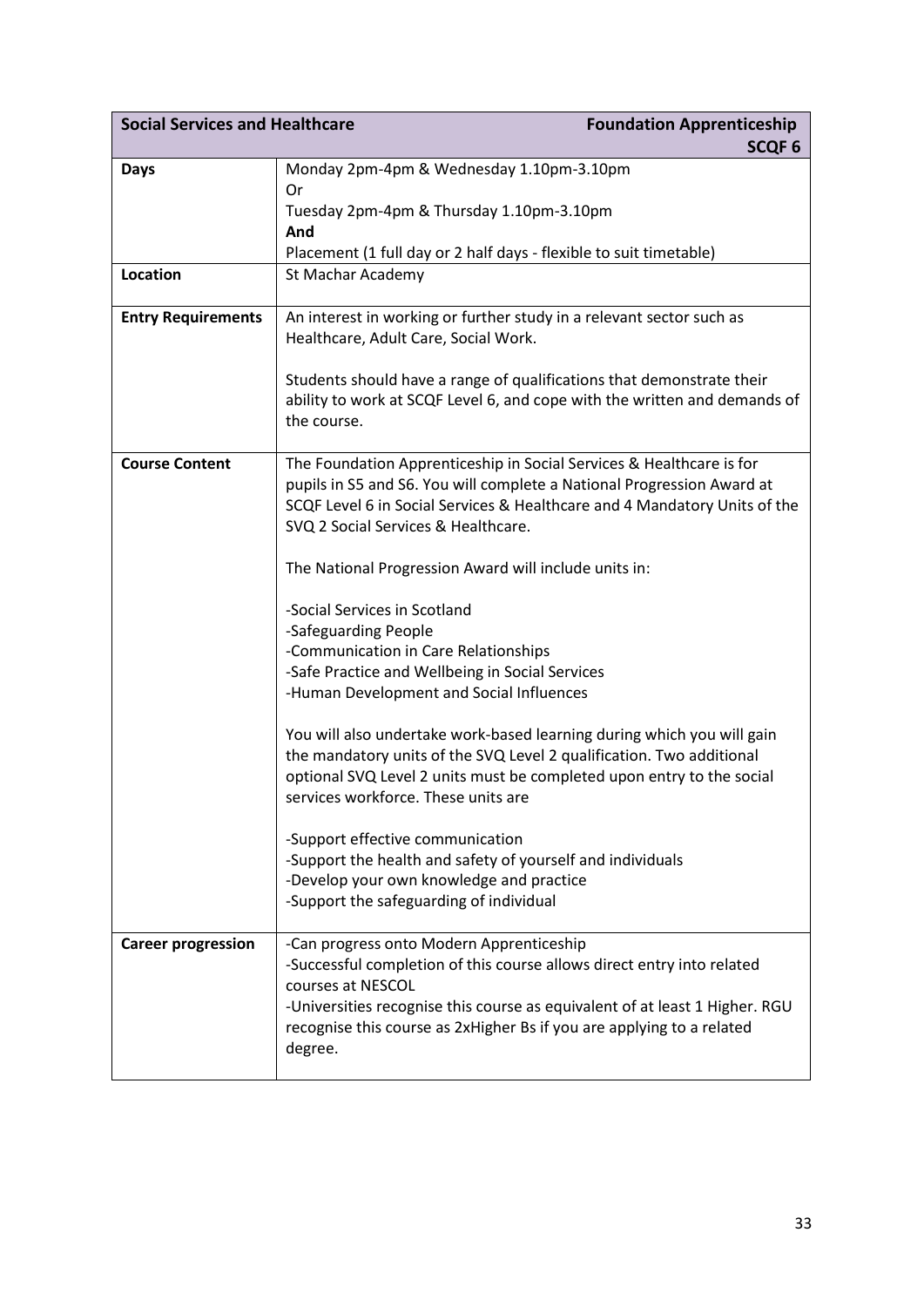| Social Services and Healthcare | Foundation Apprenticeship SCQF 6 |
|---|---|
| **Days** | Monday 2pm-4pm & Wednesday 1.10pm-3.10pm<br>Or<br>Tuesday 2pm-4pm & Thursday 1.10pm-3.10pm<br>**And**<br>Placement (1 full day or 2 half days - flexible to suit timetable) |
| **Location** | St Machar Academy |
| **Entry Requirements** | An interest in working or further study in a relevant sector such as Healthcare, Adult Care, Social Work.<br><br>Students should have a range of qualifications that demonstrate their ability to work at SCQF Level 6, and cope with the written and demands of the course. |
| **Course Content** | The Foundation Apprenticeship in Social Services & Healthcare is for pupils in S5 and S6. You will complete a National Progression Award at SCQF Level 6 in Social Services & Healthcare and 4 Mandatory Units of the SVQ 2 Social Services & Healthcare.<br><br>The National Progression Award will include units in:<br><br>-Social Services in Scotland<br>-Safeguarding People<br>-Communication in Care Relationships<br>-Safe Practice and Wellbeing in Social Services<br>-Human Development and Social Influences<br><br>You will also undertake work-based learning during which you will gain the mandatory units of the SVQ Level 2 qualification. Two additional optional SVQ Level 2 units must be completed upon entry to the social services workforce. These units are<br><br>-Support effective communication<br>-Support the health and safety of yourself and individuals<br>-Develop your own knowledge and practice<br>-Support the safeguarding of individual |
| **Career progression** | -Can progress onto Modern Apprenticeship<br>-Successful completion of this course allows direct entry into related courses at NESCOL<br>-Universities recognise this course as equivalent of at least 1 Higher. RGU recognise this course as 2xHigher Bs if you are applying to a related degree. |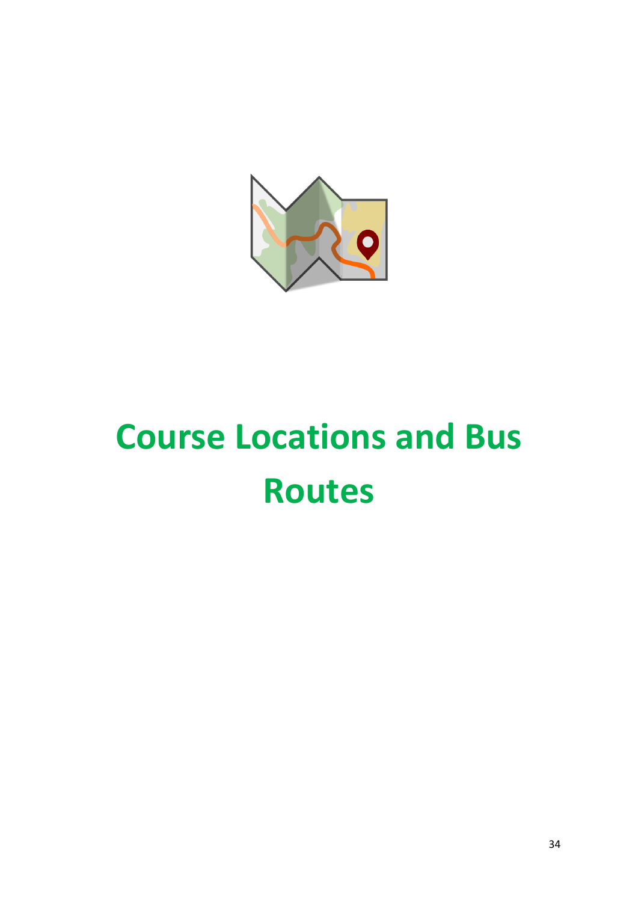# Course Locations and Bus Routes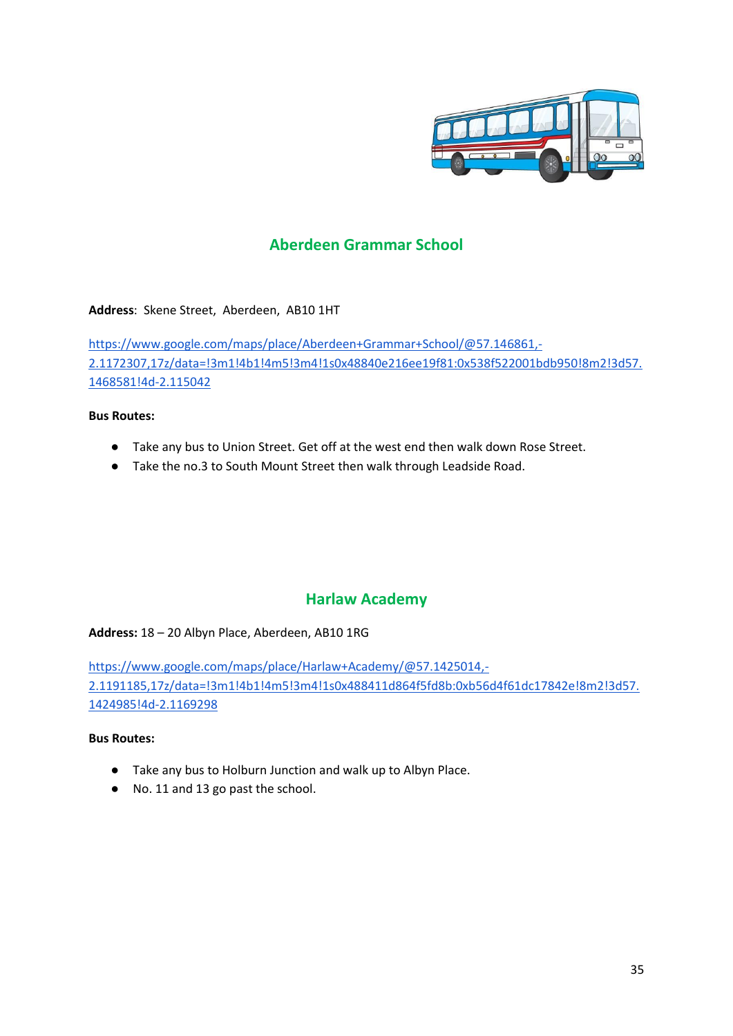## Aberdeen Grammar School

**Address**: Skene Street, Aberdeen, AB10 1HT

https://www.google.com/maps/place/Aberdeen+Grammar+School/@57.146861,-2.1172307,17z/data=!3m1!4b1!4m5!3m4!1s0x48840e216ee19f81:0x538f522001bdb950!8m2!3d57.1468581!4d-2.115042

**Bus Routes:**

- Take any bus to Union Street. Get off at the west end then walk down Rose Street.
- Take the no.3 to South Mount Street then walk through Leadside Road.

## Harlaw Academy

**Address:** 18 – 20 Albyn Place, Aberdeen, AB10 1RG

https://www.google.com/maps/place/Harlaw+Academy/@57.1425014,-2.1191185,17z/data=!3m1!4b1!4m5!3m4!1s0x488411d864f5fd8b:0xb56d4f61dc17842e!8m2!3d57.1424985!4d-2.1169298

**Bus Routes:**

- Take any bus to Holburn Junction and walk up to Albyn Place.
- No. 11 and 13 go past the school.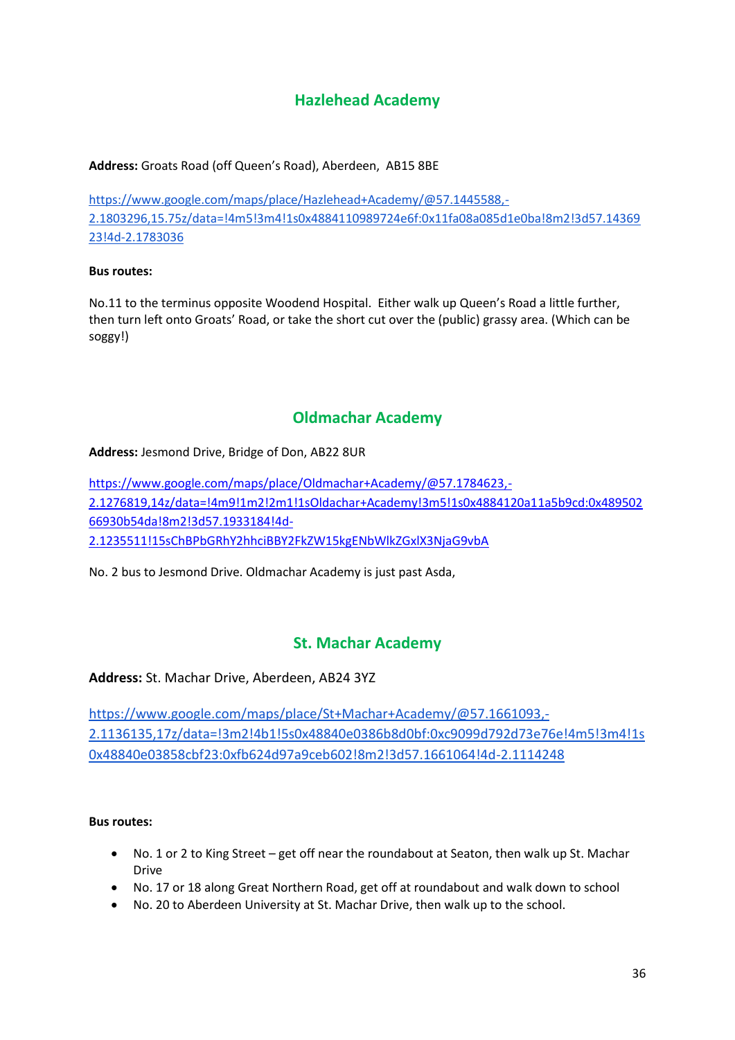## Hazlehead Academy

**Address:** Groats Road (off Queen's Road), Aberdeen, AB15 8BE

https://www.google.com/maps/place/Hazlehead+Academy/@57.1445588,-2.1803296,15.75z/data=!4m5!3m4!1s0x4884110989724e6f:0x11fa08a085d1e0ba!8m2!3d57.1436923!4d-2.1783036

**Bus routes:**

No.11 to the terminus opposite Woodend Hospital. Either walk up Queen's Road a little further, then turn left onto Groats' Road, or take the short cut over the (public) grassy area. (Which can be soggy!)

## Oldmachar Academy

**Address:** Jesmond Drive, Bridge of Don, AB22 8UR

https://www.google.com/maps/place/Oldmachar+Academy/@57.1784623,-2.1276819,14z/data=!4m9!1m2!2m1!1sOldachar+Academy!3m5!1s0x4884120a11a5b9cd:0x48950266930b54da!8m2!3d57.1933184!4d-2.1235511!15sChBPbGRhY2hhciBBY2FkZW15kgENbWlkZGxlX3NjaG9vbA

No. 2 bus to Jesmond Drive. Oldmachar Academy is just past Asda,

## St. Machar Academy

**Address:** St. Machar Drive, Aberdeen, AB24 3YZ

https://www.google.com/maps/place/St+Machar+Academy/@57.1661093,-2.1136135,17z/data=!3m2!4b1!5s0x48840e0386b8d0bf:0xc9099d792d73e76e!4m5!3m4!1s0x48840e03858cbf23:0xfb624d97a9ceb602!8m2!3d57.1661064!4d-2.1114248

**Bus routes:**

- No. 1 or 2 to King Street – get off near the roundabout at Seaton, then walk up St. Machar Drive
- No. 17 or 18 along Great Northern Road, get off at roundabout and walk down to school
- No. 20 to Aberdeen University at St. Machar Drive, then walk up to the school.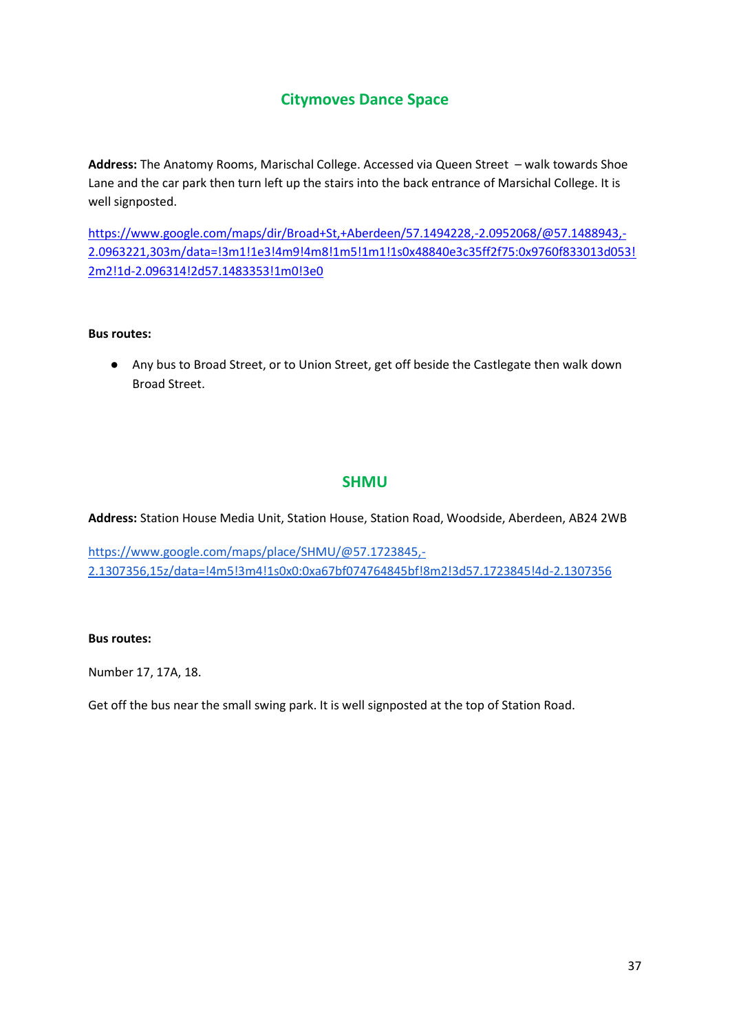## Citymoves Dance Space

**Address:** The Anatomy Rooms, Marischal College. Accessed via Queen Street – walk towards Shoe Lane and the car park then turn left up the stairs into the back entrance of Marsichal College. It is well signposted.

https://www.google.com/maps/dir/Broad+St,+Aberdeen/57.1494228,-2.0952068/@57.1488943,-2.0963221,303m/data=!3m1!1e3!4m9!4m8!1m5!1m1!1s0x48840e3c35ff2f75:0x9760f833013d053!2m2!1d-2.096314!2d57.1483353!1m0!3e0

**Bus routes:**

- Any bus to Broad Street, or to Union Street, get off beside the Castlegate then walk down Broad Street.

## SHMU

**Address:** Station House Media Unit, Station House, Station Road, Woodside, Aberdeen, AB24 2WB

https://www.google.com/maps/place/SHMU/@57.1723845,-2.1307356,15z/data=!4m5!3m4!1s0x0:0xa67bf074764845bf!8m2!3d57.1723845!4d-2.1307356

**Bus routes:**

Number 17, 17A, 18.

Get off the bus near the small swing park. It is well signposted at the top of Station Road.